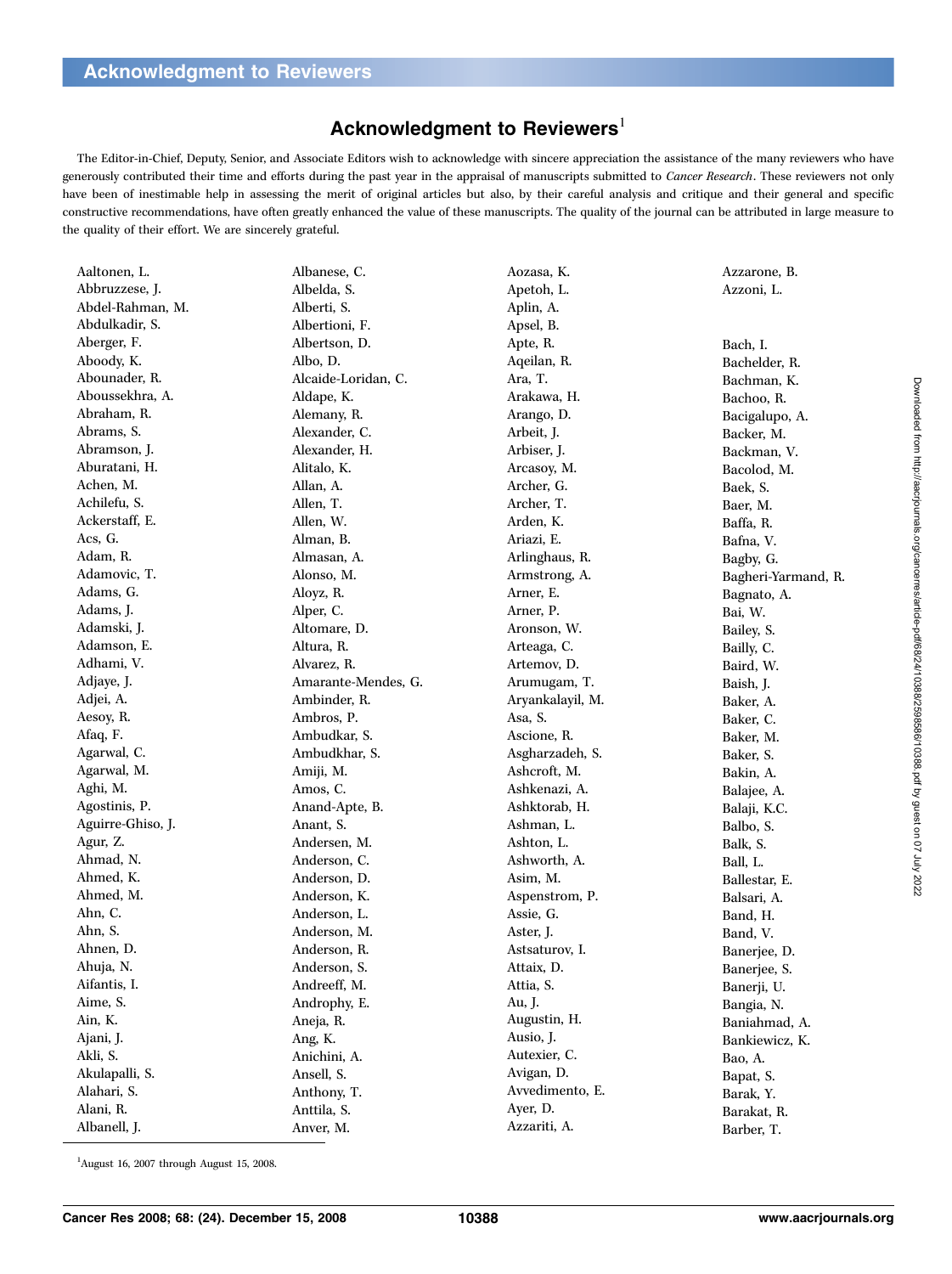# Acknowledgment to Reviewers[1]

The Editor-in-Chief, Deputy, Senior, and Associate Editors wish to acknowledge with sincere appreciation the assistance of the many reviewers who have generously contributed their time and efforts during the past year in the appraisal of manuscripts submitted to *Cancer Research*. These reviewers not only have been of inestimable help in assessing the merit of original articles but also, by their careful analysis and critique and their general and specific constructive recommendations, have often greatly enhanced the value of these manuscripts. The quality of the journal can be attributed in large measure to the quality of their effort. We are sincerely grateful.

Aaltonen, L.
Abbruzzese, J.
Abdel-Rahman, M.
Abdulkadir, S.
Aberger, F.
Aboody, K.
Abounader, R.
Aboussekhra, A.
Abraham, R.
Abrams, S.
Abramson, J.
Aburatani, H.
Achen, M.
Achilefu, S.
Ackerstaff, E.
Acs, G.
Adam, R.
Adamovic, T.
Adams, G.
Adams, J.
Adamski, J.
Adamson, E.
Adhami, V.
Adjaye, J.
Adjei, A.
Aesoy, R.
Afaq, F.
Agarwal, C.
Agarwal, M.
Aghi, M.
Agostinis, P.
Aguirre-Ghiso, J.
Agur, Z.
Ahmad, N.
Ahmed, K.
Ahmed, M.
Ahn, C.
Ahn, S.
Ahnen, D.
Ahuja, N.
Aifantis, I.
Aime, S.
Ain, K.
Ajani, J.
Akli, S.
Akulapalli, S.
Alahari, S.
Alani, R.
Albanell, J.
Albanese, C.
Albelda, S.
Alberti, S.
Albertioni, F.
Albertson, D.
Albo, D.
Alcaide-Loridan, C.
Aldape, K.
Alemany, R.
Alexander, C.
Alexander, H.
Alitalo, K.
Allan, A.
Allen, T.
Allen, W.
Alman, B.
Almasan, A.
Alonso, M.
Aloyz, R.
Alper, C.
Altomare, D.
Altura, R.
Alvarez, R.
Amarante-Mendes, G.
Ambinder, R.
Ambros, P.
Ambudkar, S.
Ambudkhar, S.
Amiji, M.
Amos, C.
Anand-Apte, B.
Anant, S.
Andersen, M.
Anderson, C.
Anderson, D.
Anderson, K.
Anderson, L.
Anderson, M.
Anderson, R.
Anderson, S.
Andreeff, M.
Androphy, E.
Aneja, R.
Ang, K.
Anichini, A.
Ansell, S.
Anthony, T.
Anttila, S.
Anver, M.
Aozasa, K.
Apetoh, L.
Aplin, A.
Apsel, B.
Apte, R.
Aqeilan, R.
Ara, T.
Arakawa, H.
Arango, D.
Arbeit, J.
Arbiser, J.
Arcasoy, M.
Archer, G.
Archer, T.
Arden, K.
Ariazi, E.
Arlinghaus, R.
Armstrong, A.
Arner, E.
Arner, P.
Aronson, W.
Arteaga, C.
Artemov, D.
Arumugam, T.
Aryankalayil, M.
Asa, S.
Ascione, R.
Asgharzadeh, S.
Ashcroft, M.
Ashkenazi, A.
Ashktorab, H.
Ashman, L.
Ashton, L.
Ashworth, A.
Asim, M.
Aspenstrom, P.
Assie, G.
Aster, J.
Astsaturov, I.
Attaix, D.
Attia, S.
Au, J.
Augustin, H.
Ausio, J.
Autexier, C.
Avigan, D.
Avvedimento, E.
Ayer, D.
Azzariti, A.
Azzarone, B.
Azzoni, L.

Bach, I.
Bachelder, R.
Bachman, K.
Bachoo, R.
Bacigalupo, A.
Backer, M.
Backman, V.
Bacolod, M.
Baek, S.
Baer, M.
Baffa, R.
Bafna, V.
Bagby, G.
Bagheri-Yarmand, R.
Bagnato, A.
Bai, W.
Bailey, S.
Bailly, C.
Baird, W.
Baish, J.
Baker, A.
Baker, C.
Baker, M.
Baker, S.
Bakin, A.
Balajee, A.
Balaji, K.C.
Balbo, S.
Balk, S.
Ball, L.
Ballestar, E.
Balsari, A.
Band, H.
Band, V.
Banerjee, D.
Banerjee, S.
Banerji, U.
Bangia, N.
Baniahmad, A.
Bankiewicz, K.
Bao, A.
Bapat, S.
Barak, Y.
Barakat, R.
Barber, T.

[1] August 16, 2007 through August 15, 2008.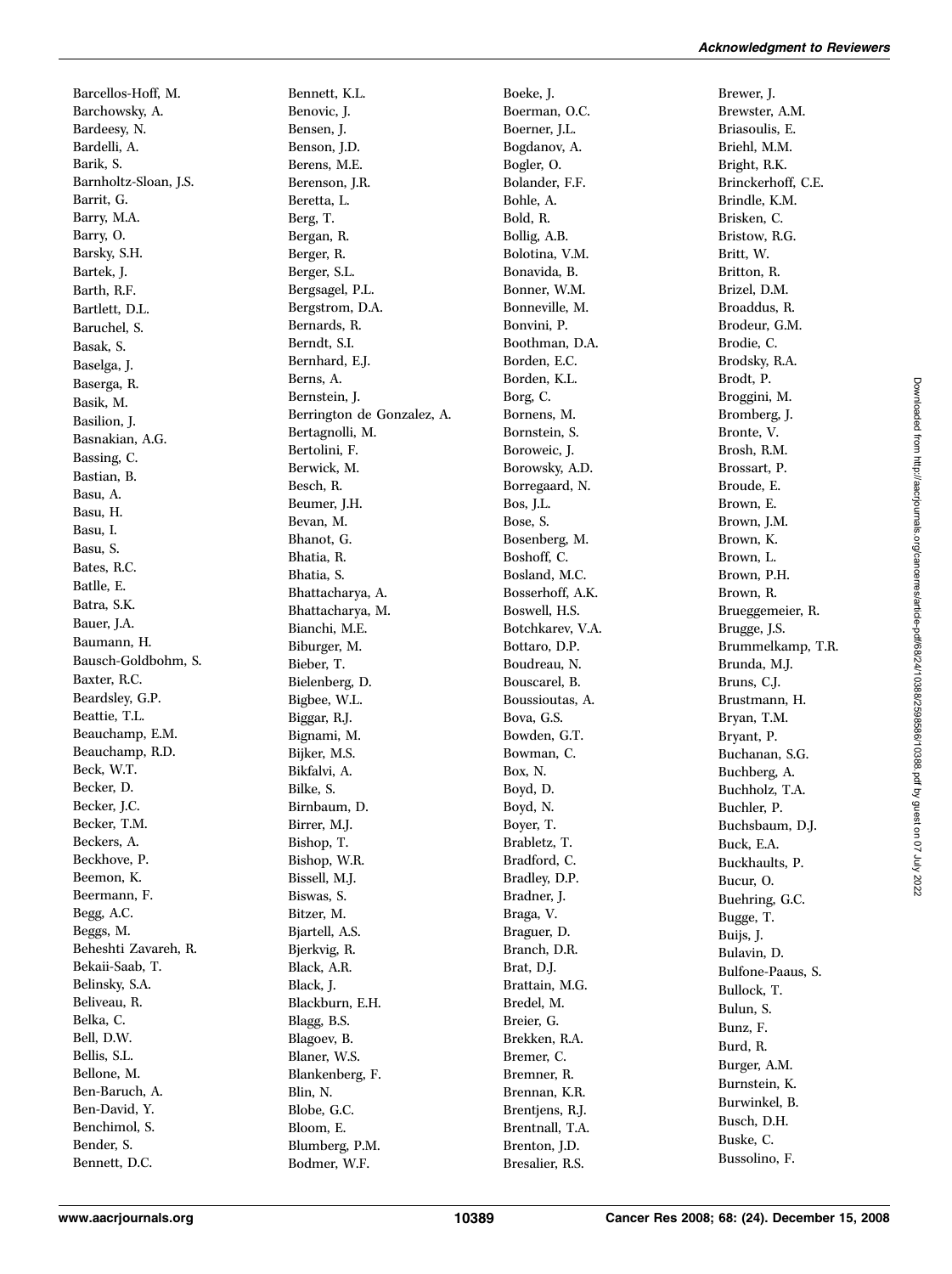Barcellos-Hoff, M.
Barchowsky, A.
Bardeesy, N.
Bardelli, A.
Barik, S.
Barnholtz-Sloan, J.S.
Barrit, G.
Barry, M.A.
Barry, O.
Barsky, S.H.
Bartek, J.
Barth, R.F.
Bartlett, D.L.
Baruchel, S.
Basak, S.
Baselga, J.
Baserga, R.
Basik, M.
Basilion, J.
Basnakian, A.G.
Bassing, C.
Bastian, B.
Basu, A.
Basu, H.
Basu, I.
Basu, S.
Bates, R.C.
Batlle, E.
Batra, S.K.
Bauer, J.A.
Baumann, H.
Bausch-Goldbohm, S.
Baxter, R.C.
Beardsley, G.P.
Beattie, T.L.
Beauchamp, E.M.
Beauchamp, R.D.
Beck, W.T.
Becker, D.
Becker, J.C.
Becker, T.M.
Beckers, A.
Beckhove, P.
Beemon, K.
Beermann, F.
Begg, A.C.
Beggs, M.
Beheshti Zavareh, R.
Bekaii-Saab, T.
Belinsky, S.A.
Beliveau, R.
Belka, C.
Bell, D.W.
Bellis, S.L.
Bellone, M.
Ben-Baruch, A.
Ben-David, Y.
Benchimol, S.
Bender, S.
Bennett, D.C.
Bennett, K.L.
Benovic, J.
Bensen, J.
Benson, J.D.
Berens, M.E.
Berenson, J.R.
Beretta, L.
Berg, T.
Bergan, R.
Berger, R.
Berger, S.L.
Bergsagel, P.L.
Bergstrom, D.A.
Bernards, R.
Berndt, S.I.
Bernhard, E.J.
Berns, A.
Bernstein, J.
Berrington de Gonzalez, A.
Bertagnolli, M.
Bertolini, F.
Berwick, M.
Besch, R.
Beumer, J.H.
Bevan, M.
Bhanot, G.
Bhatia, R.
Bhatia, S.
Bhattacharya, A.
Bhattacharya, M.
Bianchi, M.E.
Biburger, M.
Bieber, T.
Bielenberg, D.
Bigbee, W.L.
Biggar, R.J.
Bignami, M.
Bijker, M.S.
Bikfalvi, A.
Bilke, S.
Birnbaum, D.
Birrer, M.J.
Bishop, T.
Bishop, W.R.
Bissell, M.J.
Biswas, S.
Bitzer, M.
Bjartell, A.S.
Bjerkvig, R.
Black, A.R.
Black, J.
Blackburn, E.H.
Blagg, B.S.
Blagoev, B.
Blaner, W.S.
Blankenberg, F.
Blin, N.
Blobe, G.C.
Bloom, E.
Blumberg, P.M.
Bodmer, W.F.
Boeke, J.
Boerman, O.C.
Boerner, J.L.
Bogdanov, A.
Bogler, O.
Bolander, F.F.
Bohle, A.
Bold, R.
Bollig, A.B.
Bolotina, V.M.
Bonavida, B.
Bonner, W.M.
Bonneville, M.
Bonvini, P.
Boothman, D.A.
Borden, E.C.
Borden, K.L.
Borg, C.
Bornens, M.
Bornstein, S.
Boroweic, J.
Borowsky, A.D.
Borregaard, N.
Bos, J.L.
Bose, S.
Bosenberg, M.
Boshoff, C.
Bosland, M.C.
Bosserhoff, A.K.
Boswell, H.S.
Botchkarev, V.A.
Bottaro, D.P.
Boudreau, N.
Bouscarel, B.
Boussioutas, A.
Bova, G.S.
Bowden, G.T.
Bowman, C.
Box, N.
Boyd, D.
Boyd, N.
Boyer, T.
Brabletz, T.
Bradford, C.
Bradley, D.P.
Bradner, J.
Braga, V.
Braguer, D.
Branch, D.R.
Brat, D.J.
Brattain, M.G.
Bredel, M.
Breier, G.
Brekken, R.A.
Bremer, C.
Bremner, R.
Brennan, K.R.
Brentjens, R.J.
Brentnall, T.A.
Brenton, J.D.
Bresalier, R.S.
Brewer, J.
Brewster, A.M.
Briasoulis, E.
Briehl, M.M.
Bright, R.K.
Brinckerhoff, C.E.
Brindle, K.M.
Brisken, C.
Bristow, R.G.
Britt, W.
Britton, R.
Brizel, D.M.
Broaddus, R.
Brodeur, G.M.
Brodie, C.
Brodsky, R.A.
Brodt, P.
Broggini, M.
Bromberg, J.
Bronte, V.
Brosh, R.M.
Brossart, P.
Broude, E.
Brown, E.
Brown, J.M.
Brown, K.
Brown, L.
Brown, P.H.
Brown, R.
Brueggemeier, R.
Brugge, J.S.
Brummelkamp, T.R.
Brunda, M.J.
Bruns, C.J.
Brustmann, H.
Bryan, T.M.
Bryant, P.
Buchanan, S.G.
Buchberg, A.
Buchholz, T.A.
Buchler, P.
Buchsbaum, D.J.
Buck, E.A.
Buckhaults, P.
Bucur, O.
Buehring, G.C.
Bugge, T.
Buijs, J.
Bulavin, D.
Bulfone-Paaus, S.
Bullock, T.
Bulun, S.
Bunz, F.
Burd, R.
Burger, A.M.
Burnstein, K.
Burwinkel, B.
Busch, D.H.
Buske, C.
Bussolino, F.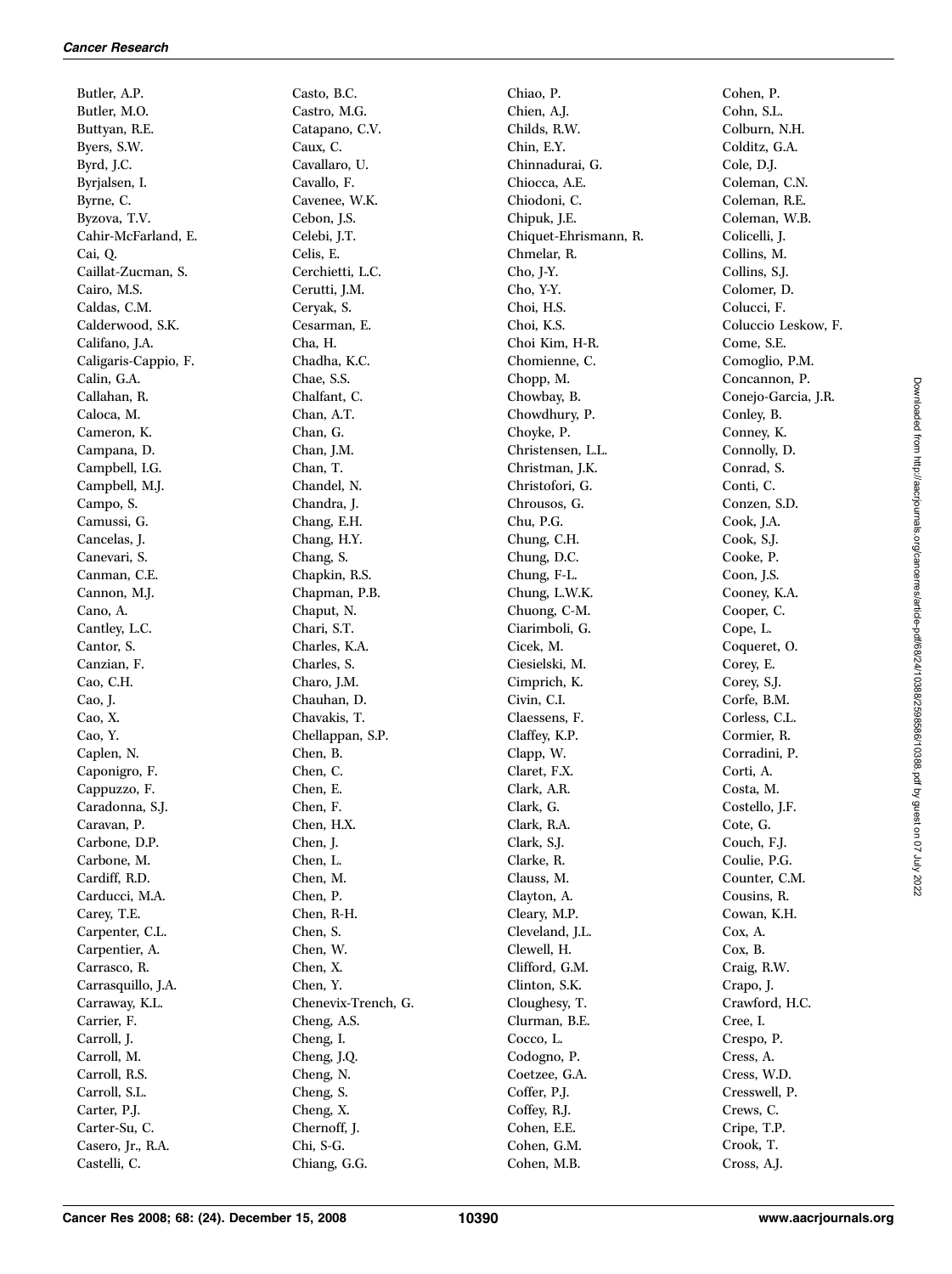Butler, A.P.
Butler, M.O.
Buttyan, R.E.
Byers, S.W.
Byrd, J.C.
Byrjalsen, I.
Byrne, C.
Byzova, T.V.
Cahir-McFarland, E.
Cai, Q.
Caillat-Zucman, S.
Cairo, M.S.
Caldas, C.M.
Calderwood, S.K.
Califano, J.A.
Caligaris-Cappio, F.
Calin, G.A.
Callahan, R.
Caloca, M.
Cameron, K.
Campana, D.
Campbell, I.G.
Campbell, M.J.
Campo, S.
Camussi, G.
Cancelas, J.
Canevari, S.
Canman, C.E.
Cannon, M.J.
Cano, A.
Cantley, L.C.
Cantor, S.
Canzian, F.
Cao, C.H.
Cao, J.
Cao, X.
Cao, Y.
Caplen, N.
Caponigro, F.
Cappuzzo, F.
Caradonna, S.J.
Caravan, P.
Carbone, D.P.
Carbone, M.
Cardiff, R.D.
Carducci, M.A.
Carey, T.E.
Carpenter, C.L.
Carpentier, A.
Carrasco, R.
Carrasquillo, J.A.
Carraway, K.L.
Carrier, F.
Carroll, J.
Carroll, M.
Carroll, R.S.
Carroll, S.L.
Carter, P.J.
Carter-Su, C.
Casero, Jr., R.A.
Castelli, C.
Casto, B.C.
Castro, M.G.
Catapano, C.V.
Caux, C.
Cavallaro, U.
Cavallo, F.
Cavenee, W.K.
Cebon, J.S.
Celebi, J.T.
Celis, E.
Cerchietti, L.C.
Cerutti, J.M.
Ceryak, S.
Cesarman, E.
Cha, H.
Chadha, K.C.
Chae, S.S.
Chalfant, C.
Chan, A.T.
Chan, G.
Chan, J.M.
Chan, T.
Chandel, N.
Chandra, J.
Chang, E.H.
Chang, H.Y.
Chang, S.
Chapkin, R.S.
Chapman, P.B.
Chaput, N.
Chari, S.T.
Charles, K.A.
Charles, S.
Charo, J.M.
Chauhan, D.
Chavakis, T.
Chellappan, S.P.
Chen, B.
Chen, C.
Chen, E.
Chen, F.
Chen, H.X.
Chen, J.
Chen, L.
Chen, M.
Chen, P.
Chen, R-H.
Chen, S.
Chen, W.
Chen, X.
Chen, Y.
Chenevix-Trench, G.
Cheng, A.S.
Cheng, I.
Cheng, J.Q.
Cheng, N.
Cheng, S.
Cheng, X.
Chernoff, J.
Chi, S-G.
Chiang, G.G.
Chiao, P.
Chien, A.J.
Childs, R.W.
Chin, E.Y.
Chinnadurai, G.
Chiocca, A.E.
Chiodoni, C.
Chipuk, J.E.
Chiquet-Ehrismann, R.
Chmelar, R.
Cho, J-Y.
Cho, Y-Y.
Choi, H.S.
Choi, K.S.
Choi Kim, H-R.
Chomienne, C.
Chopp, M.
Chowbay, B.
Chowdhury, P.
Choyke, P.
Christensen, L.L.
Christman, J.K.
Christofori, G.
Chrousos, G.
Chu, P.G.
Chung, C.H.
Chung, D.C.
Chung, F-L.
Chung, L.W.K.
Chuong, C-M.
Ciarimboli, G.
Cicek, M.
Ciesielski, M.
Cimprich, K.
Civin, C.I.
Claessens, F.
Claffey, K.P.
Clapp, W.
Claret, F.X.
Clark, A.R.
Clark, G.
Clark, R.A.
Clark, S.J.
Clarke, R.
Clauss, M.
Clayton, A.
Cleary, M.P.
Cleveland, J.L.
Clewell, H.
Clifford, G.M.
Clinton, S.K.
Cloughesy, T.
Clurman, B.E.
Cocco, L.
Codogno, P.
Coetzee, G.A.
Coffer, P.J.
Coffey, R.J.
Cohen, E.E.
Cohen, G.M.
Cohen, M.B.
Cohen, P.
Cohn, S.L.
Colburn, N.H.
Colditz, G.A.
Cole, D.J.
Coleman, C.N.
Coleman, R.E.
Coleman, W.B.
Colicelli, J.
Collins, M.
Collins, S.J.
Colomer, D.
Colucci, F.
Coluccio Leskow, F.
Come, S.E.
Comoglio, P.M.
Concannon, P.
Conejo-Garcia, J.R.
Conley, B.
Conney, K.
Connolly, D.
Conrad, S.
Conti, C.
Conzen, S.D.
Cook, J.A.
Cook, S.J.
Cooke, P.
Coon, J.S.
Cooney, K.A.
Cooper, C.
Cope, L.
Coqueret, O.
Corey, E.
Corey, S.J.
Corfe, B.M.
Corless, C.L.
Cormier, R.
Corradini, P.
Corti, A.
Costa, M.
Costello, J.F.
Cote, G.
Couch, F.J.
Coulie, P.G.
Counter, C.M.
Cousins, R.
Cowan, K.H.
Cox, A.
Cox, B.
Craig, R.W.
Crapo, J.
Crawford, H.C.
Cree, I.
Crespo, P.
Cress, A.
Cress, W.D.
Cresswell, P.
Crews, C.
Cripe, T.P.
Crook, T.
Cross, A.J.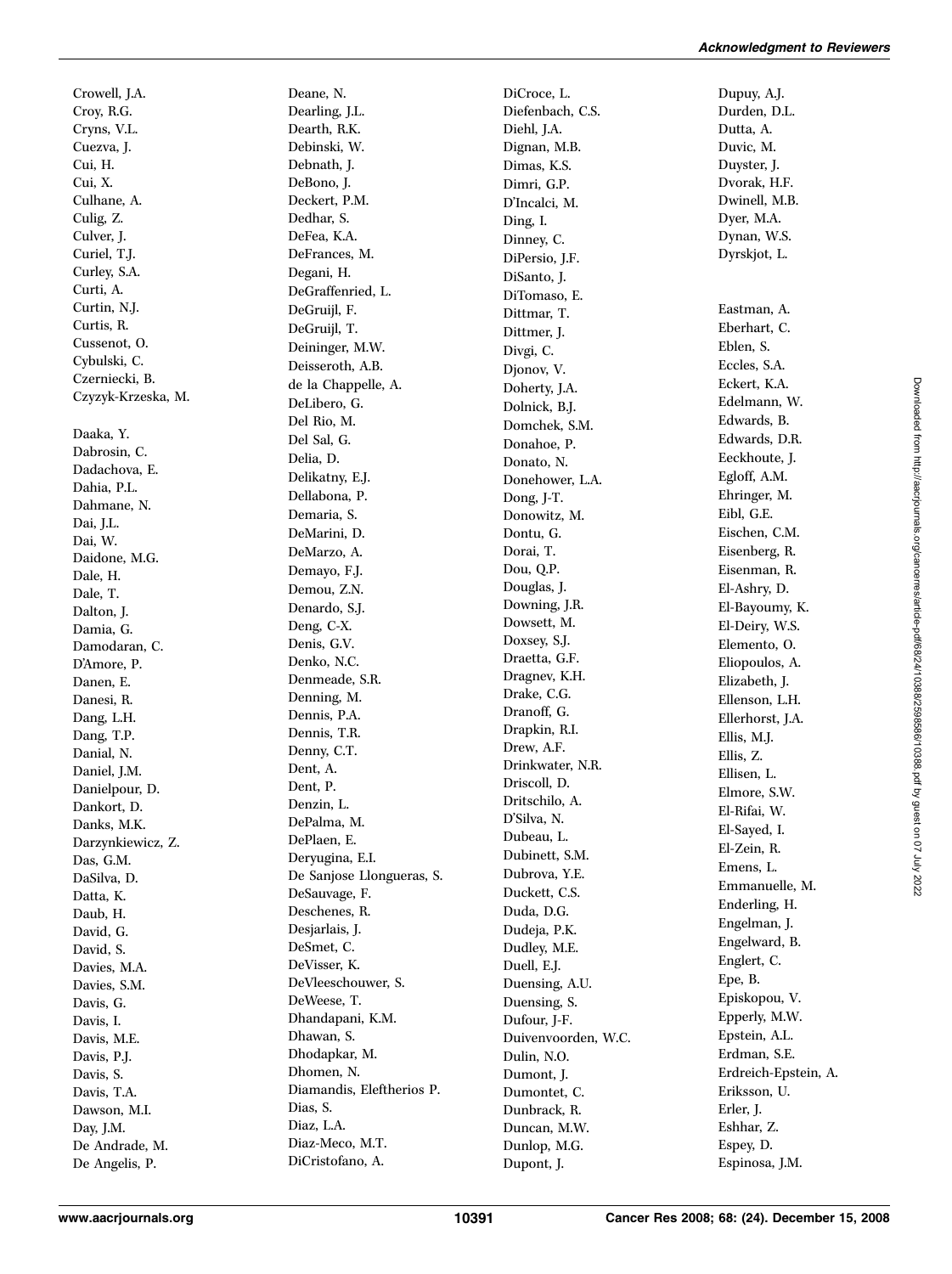Crowell, J.A.
Croy, R.G.
Cryns, V.L.
Cuezva, J.
Cui, H.
Cui, X.
Culhane, A.
Culig, Z.
Culver, J.
Curiel, T.J.
Curley, S.A.
Curti, A.
Curtin, N.J.
Curtis, R.
Cussenot, O.
Cybulski, C.
Czerniecki, B.
Czyzyk-Krzeska, M.

Daaka, Y.
Dabrosin, C.
Dadachova, E.
Dahia, P.L.
Dahmane, N.
Dai, J.L.
Dai, W.
Daidone, M.G.
Dale, H.
Dale, T.
Dalton, J.
Damia, G.
Damodaran, C.
D'Amore, P.
Danen, E.
Danesi, R.
Dang, L.H.
Dang, T.P.
Danial, N.
Daniel, J.M.
Danielpour, D.
Dankort, D.
Danks, M.K.
Darzynkiewicz, Z.
Das, G.M.
DaSilva, D.
Datta, K.
Daub, H.
David, G.
David, S.
Davies, M.A.
Davies, S.M.
Davis, G.
Davis, I.
Davis, M.E.
Davis, P.J.
Davis, S.
Davis, T.A.
Dawson, M.I.
Day, J.M.
De Andrade, M.
De Angelis, P.
Deane, N.
Dearling, J.L.
Dearth, R.K.
Debinski, W.
Debnath, J.
DeBono, J.
Deckert, P.M.
Dedhar, S.
DeFea, K.A.
DeFrances, M.
Degani, H.
DeGraffenried, L.
DeGruijl, F.
DeGruijl, T.
Deininger, M.W.
Deisseroth, A.B.
de la Chappelle, A.
DeLibero, G.
Del Rio, M.
Del Sal, G.
Delia, D.
Delikatny, E.J.
Dellabona, P.
Demaria, S.
DeMarini, D.
DeMarzo, A.
Demayo, F.J.
Demou, Z.N.
Denardo, S.J.
Deng, C-X.
Denis, G.V.
Denko, N.C.
Denmeade, S.R.
Denning, M.
Dennis, P.A.
Dennis, T.R.
Denny, C.T.
Dent, A.
Dent, P.
Denzin, L.
DePalma, M.
DePlaen, E.
Deryugina, E.I.
De Sanjose Llongueras, S.
DeSauvage, F.
Deschenes, R.
Desjarlais, J.
DeSmet, C.
DeVisser, K.
DeVleeschouwer, S.
DeWeese, T.
Dhandapani, K.M.
Dhawan, S.
Dhodapkar, M.
Dhomen, N.
Diamandis, Eleftherios P.
Dias, S.
Diaz, L.A.
Diaz-Meco, M.T.
DiCristofano, A.
DiCroce, L.
Diefenbach, C.S.
Diehl, J.A.
Dignan, M.B.
Dimas, K.S.
Dimri, G.P.
D'Incalci, M.
Ding, I.
Dinney, C.
DiPersio, J.F.
DiSanto, J.
DiTomaso, E.
Dittmar, T.
Dittmer, J.
Divgi, C.
Djonov, V.
Doherty, J.A.
Dolnick, B.J.
Domchek, S.M.
Donahoe, P.
Donato, N.
Donehower, L.A.
Dong, J-T.
Donowitz, M.
Dontu, G.
Dorai, T.
Dou, Q.P.
Douglas, J.
Downing, J.R.
Dowsett, M.
Doxsey, S.J.
Draetta, G.F.
Dragnev, K.H.
Drake, C.G.
Dranoff, G.
Drapkin, R.I.
Drew, A.F.
Drinkwater, N.R.
Driscoll, D.
Dritschilo, A.
D'Silva, N.
Dubeau, L.
Dubinett, S.M.
Dubrova, Y.E.
Duckett, C.S.
Duda, D.G.
Dudeja, P.K.
Dudley, M.E.
Duell, E.J.
Duensing, A.U.
Duensing, S.
Dufour, J-F.
Duivenvoorden, W.C.
Dulin, N.O.
Dumont, J.
Dumontet, C.
Dunbrack, R.
Duncan, M.W.
Dunlop, M.G.
Dupont, J.
Dupuy, A.J.
Durden, D.L.
Dutta, A.
Duvic, M.
Duyster, J.
Dvorak, H.F.
Dwinell, M.B.
Dyer, M.A.
Dynan, W.S.
Dyrskjot, L.

Eastman, A.
Eberhart, C.
Eblen, S.
Eccles, S.A.
Eckert, K.A.
Edelmann, W.
Edwards, B.
Edwards, D.R.
Eeckhoute, J.
Egloff, A.M.
Ehringer, M.
Eibl, G.E.
Eischen, C.M.
Eisenberg, R.
Eisenman, R.
El-Ashry, D.
El-Bayoumy, K.
El-Deiry, W.S.
Elemento, O.
Eliopoulos, A.
Elizabeth, J.
Ellenson, L.H.
Ellerhorst, J.A.
Ellis, M.J.
Ellis, Z.
Ellisen, L.
Elmore, S.W.
El-Rifai, W.
El-Sayed, I.
El-Zein, R.
Emens, L.
Emmanuelle, M.
Enderling, H.
Engelman, J.
Engelward, B.
Englert, C.
Epe, B.
Episkopou, V.
Epperly, M.W.
Epstein, A.L.
Erdman, S.E.
Erdreich-Epstein, A.
Eriksson, U.
Erler, J.
Eshhar, Z.
Espey, D.
Espinosa, J.M.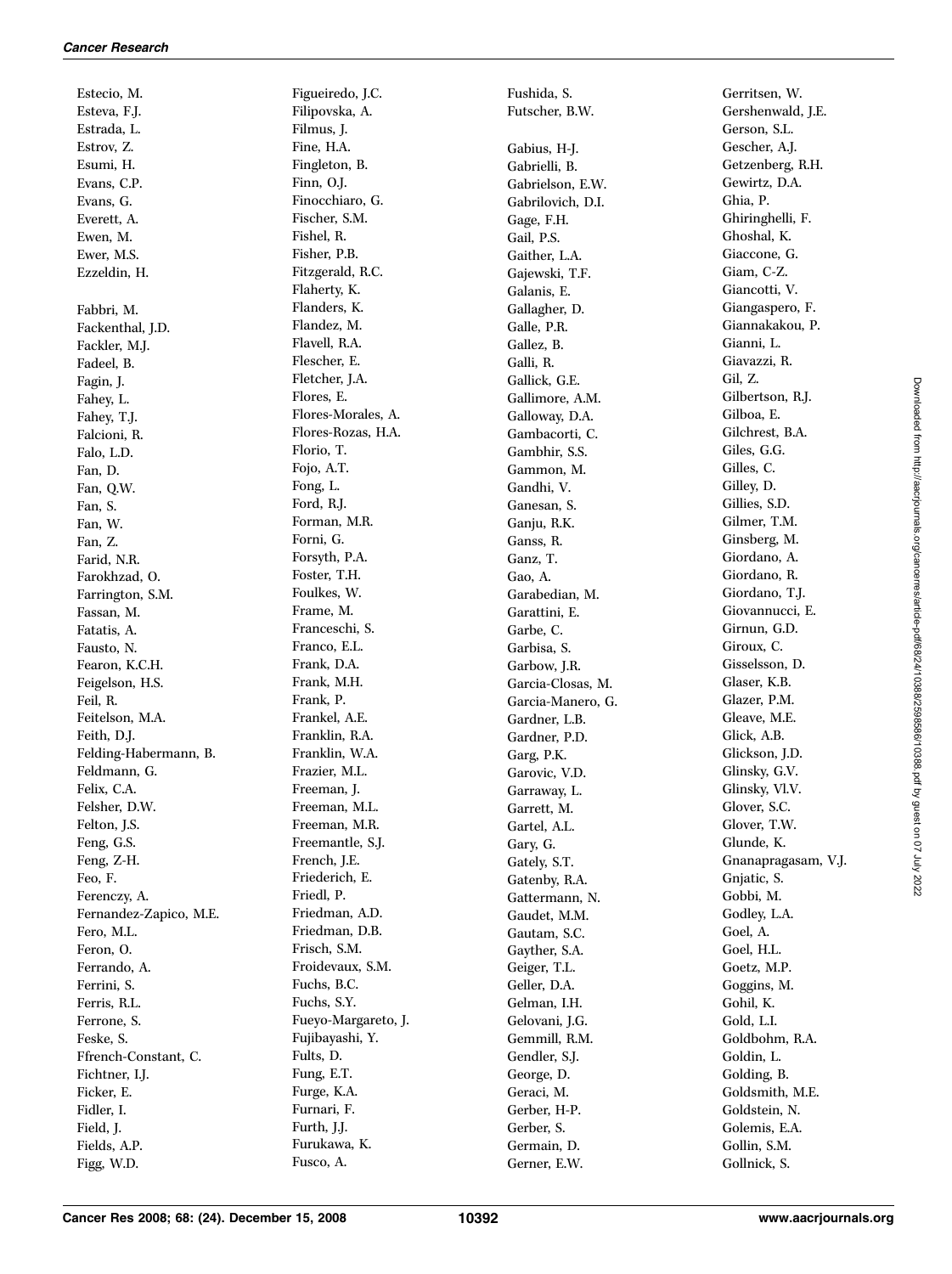Estecio, M.
Esteva, F.J.
Estrada, L.
Estrov, Z.
Esumi, H.
Evans, C.P.
Evans, G.
Everett, A.
Ewen, M.
Ewer, M.S.
Ezzeldin, H.

Fabbri, M.
Fackenthal, J.D.
Fackler, M.J.
Fadeel, B.
Fagin, J.
Fahey, L.
Fahey, T.J.
Falcioni, R.
Falo, L.D.
Fan, D.
Fan, Q.W.
Fan, S.
Fan, W.
Fan, Z.
Farid, N.R.
Farokhzad, O.
Farrington, S.M.
Fassan, M.
Fatatis, A.
Fausto, N.
Fearon, K.C.H.
Feigelson, H.S.
Feil, R.
Feitelson, M.A.
Feith, D.J.
Felding-Habermann, B.
Feldmann, G.
Felix, C.A.
Felsher, D.W.
Felton, J.S.
Feng, G.S.
Feng, Z-H.
Feo, F.
Ferenczy, A.
Fernandez-Zapico, M.E.
Fero, M.L.
Feron, O.
Ferrando, A.
Ferrini, S.
Ferris, R.L.
Ferrone, S.
Feske, S.
Ffrench-Constant, C.
Fichtner, I.J.
Ficker, E.
Fidler, I.
Field, J.
Fields, A.P.
Figg, W.D.
Figueiredo, J.C.
Filipovska, A.
Filmus, J.
Fine, H.A.
Fingleton, B.
Finn, O.J.
Finocchiaro, G.
Fischer, S.M.
Fishel, R.
Fisher, P.B.
Fitzgerald, R.C.
Flaherty, K.
Flanders, K.
Flandez, M.
Flavell, R.A.
Flescher, E.
Fletcher, J.A.
Flores, E.
Flores-Morales, A.
Flores-Rozas, H.A.
Florio, T.
Fojo, A.T.
Fong, L.
Ford, R.J.
Forman, M.R.
Forni, G.
Forsyth, P.A.
Foster, T.H.
Foulkes, W.
Frame, M.
Franceschi, S.
Franco, E.L.
Frank, D.A.
Frank, M.H.
Frank, P.
Frankel, A.E.
Franklin, R.A.
Franklin, W.A.
Frazier, M.L.
Freeman, J.
Freeman, M.L.
Freeman, M.R.
Freemantle, S.J.
French, J.E.
Friederich, E.
Friedl, P.
Friedman, A.D.
Friedman, D.B.
Frisch, S.M.
Froidevaux, S.M.
Fuchs, B.C.
Fuchs, S.Y.
Fueyo-Margareto, J.
Fujibayashi, Y.
Fults, D.
Fung, E.T.
Furge, K.A.
Furnari, F.
Furth, J.J.
Furukawa, K.
Fusco, A.
Fushida, S.
Futscher, B.W.

Gabius, H-J.
Gabrielli, B.
Gabrielson, E.W.
Gabrilovich, D.I.
Gage, F.H.
Gail, P.S.
Gaither, L.A.
Gajewski, T.F.
Galanis, E.
Gallagher, D.
Galle, P.R.
Gallez, B.
Galli, R.
Gallick, G.E.
Gallimore, A.M.
Galloway, D.A.
Gambacorti, C.
Gambhir, S.S.
Gammon, M.
Gandhi, V.
Ganesan, S.
Ganju, R.K.
Ganss, R.
Ganz, T.
Gao, A.
Garabedian, M.
Garattini, E.
Garbe, C.
Garbisa, S.
Garbow, J.R.
Garcia-Closas, M.
Garcia-Manero, G.
Gardner, L.B.
Gardner, P.D.
Garg, P.K.
Garovic, V.D.
Garraway, L.
Garrett, M.
Gartel, A.L.
Gary, G.
Gately, S.T.
Gatenby, R.A.
Gattermann, N.
Gaudet, M.M.
Gautam, S.C.
Gayther, S.A.
Geiger, T.L.
Geller, D.A.
Gelman, I.H.
Gelovani, J.G.
Gemmill, R.M.
Gendler, S.J.
George, D.
Geraci, M.
Gerber, H-P.
Gerber, S.
Germain, D.
Gerner, E.W.
Gerritsen, W.
Gershenwald, J.E.
Gerson, S.L.
Gescher, A.J.
Getzenberg, R.H.
Gewirtz, D.A.
Ghia, P.
Ghiringhelli, F.
Ghoshal, K.
Giaccone, G.
Giam, C-Z.
Giancotti, V.
Giangaspero, F.
Giannakakou, P.
Gianni, L.
Giavazzi, R.
Gil, Z.
Gilbertson, R.J.
Gilboa, E.
Gilchrest, B.A.
Giles, G.G.
Gilles, C.
Gilley, D.
Gillies, S.D.
Gilmer, T.M.
Ginsberg, M.
Giordano, A.
Giordano, R.
Giordano, T.J.
Giovannucci, E.
Girnun, G.D.
Giroux, C.
Gisselsson, D.
Glaser, K.B.
Glazer, P.M.
Gleave, M.E.
Glick, A.B.
Glickson, J.D.
Glinsky, G.V.
Glinsky, Vl.V.
Glover, S.C.
Glover, T.W.
Glunde, K.
Gnanapragasam, V.J.
Gnjatic, S.
Gobbi, M.
Godley, L.A.
Goel, A.
Goel, H.L.
Goetz, M.P.
Goggins, M.
Gohil, K.
Gold, L.I.
Goldbohm, R.A.
Goldin, L.
Golding, B.
Goldsmith, M.E.
Goldstein, N.
Golemis, E.A.
Gollin, S.M.
Gollnick, S.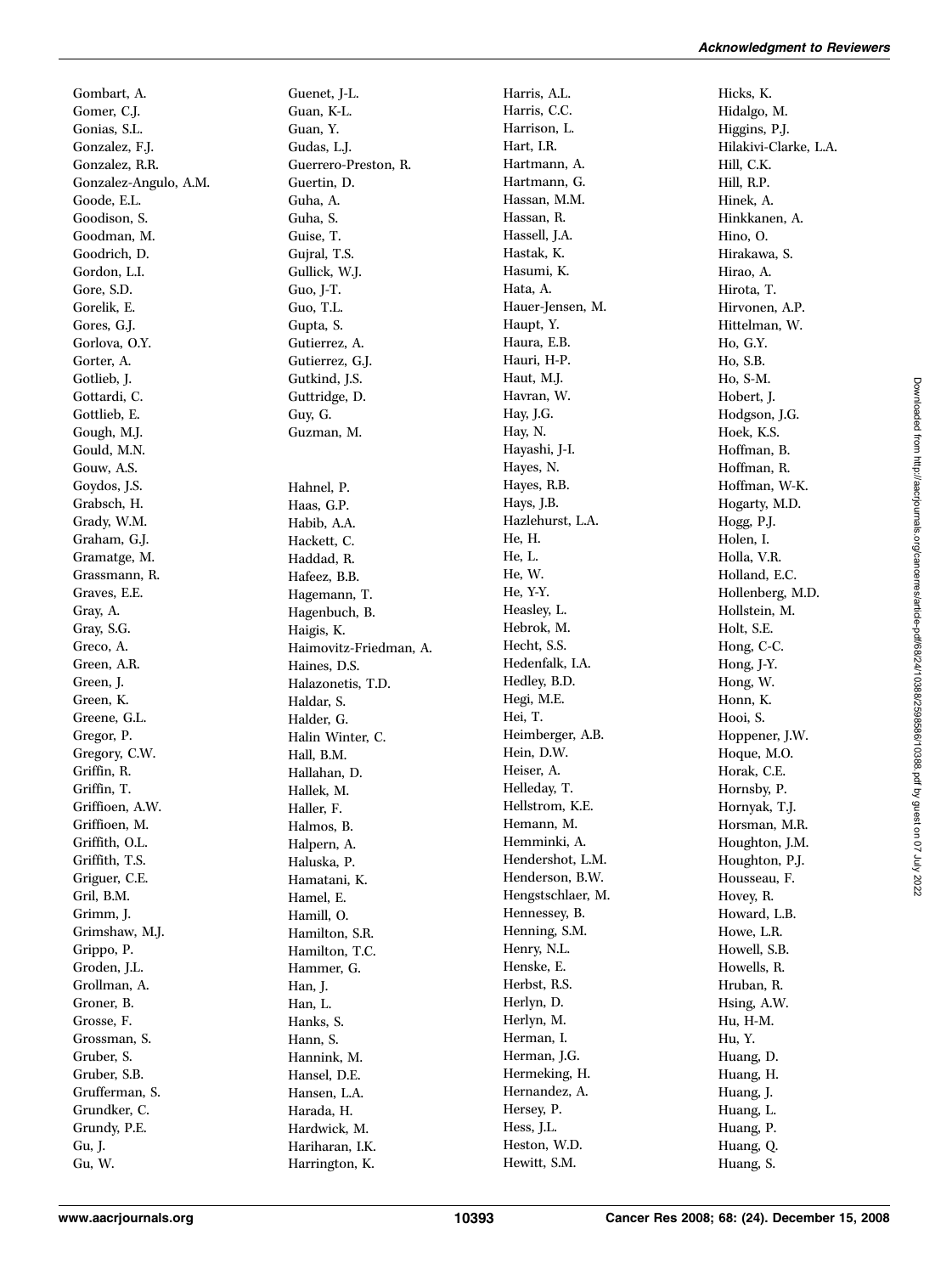Gombart, A.
Gomer, C.J.
Gonias, S.L.
Gonzalez, F.J.
Gonzalez, R.R.
Gonzalez-Angulo, A.M.
Goode, E.L.
Goodison, S.
Goodman, M.
Goodrich, D.
Gordon, L.I.
Gore, S.D.
Gorelik, E.
Gores, G.J.
Gorlova, O.Y.
Gorter, A.
Gotlieb, J.
Gottardi, C.
Gottlieb, E.
Gough, M.J.
Gould, M.N.
Gouw, A.S.
Goydos, J.S.
Grabsch, H.
Grady, W.M.
Graham, G.J.
Gramatge, M.
Grassmann, R.
Graves, E.E.
Gray, A.
Gray, S.G.
Greco, A.
Green, A.R.
Green, J.
Green, K.
Greene, G.L.
Gregor, P.
Gregory, C.W.
Griffin, R.
Griffin, T.
Griffioen, A.W.
Griffioen, M.
Griffith, O.L.
Griffith, T.S.
Griguer, C.E.
Gril, B.M.
Grimm, J.
Grimshaw, M.J.
Grippo, P.
Groden, J.L.
Grollman, A.
Groner, B.
Grosse, F.
Grossman, S.
Gruber, S.
Gruber, S.B.
Grufferman, S.
Grundker, C.
Grundy, P.E.
Gu, J.
Gu, W.
Guenet, J-L.
Guan, K-L.
Guan, Y.
Gudas, L.J.
Guerrero-Preston, R.
Guertin, D.
Guha, A.
Guha, S.
Guise, T.
Gujral, T.S.
Gullick, W.J.
Guo, J-T.
Guo, T.L.
Gupta, S.
Gutierrez, A.
Gutierrez, G.J.
Gutkind, J.S.
Guttridge, D.
Guy, G.
Guzman, M.

Hahnel, P.
Haas, G.P.
Habib, A.A.
Hackett, C.
Haddad, R.
Hafeez, B.B.
Hagemann, T.
Hagenbuch, B.
Haigis, K.
Haimovitz-Friedman, A.
Haines, D.S.
Halazonetis, T.D.
Haldar, S.
Halder, G.
Halin Winter, C.
Hall, B.M.
Hallahan, D.
Hallek, M.
Haller, F.
Halmos, B.
Halpern, A.
Haluska, P.
Hamatani, K.
Hamel, E.
Hamill, O.
Hamilton, S.R.
Hamilton, T.C.
Hammer, G.
Han, J.
Han, L.
Hanks, S.
Hann, S.
Hannink, M.
Hansel, D.E.
Hansen, L.A.
Harada, H.
Hardwick, M.
Hariharan, I.K.
Harrington, K.
Harris, A.L.
Harris, C.C.
Harrison, L.
Hart, I.R.
Hartmann, A.
Hartmann, G.
Hassan, M.M.
Hassan, R.
Hassell, J.A.
Hastak, K.
Hasumi, K.
Hata, A.
Hauer-Jensen, M.
Haupt, Y.
Haura, E.B.
Hauri, H-P.
Haut, M.J.
Havran, W.
Hay, J.G.
Hay, N.
Hayashi, J-I.
Hayes, N.
Hayes, R.B.
Hays, J.B.
Hazlehurst, L.A.
He, H.
He, L.
He, W.
He, Y-Y.
Heasley, L.
Hebrok, M.
Hecht, S.S.
Hedenfalk, I.A.
Hedley, B.D.
Hegi, M.E.
Hei, T.
Heimberger, A.B.
Hein, D.W.
Heiser, A.
Helleday, T.
Hellstrom, K.E.
Hemann, M.
Hemminki, A.
Hendershot, L.M.
Henderson, B.W.
Hengstschlaer, M.
Hennessey, B.
Henning, S.M.
Henry, N.L.
Henske, E.
Herbst, R.S.
Herlyn, D.
Herlyn, M.
Herman, I.
Herman, J.G.
Hermeking, H.
Hernandez, A.
Hersey, P.
Hess, J.L.
Heston, W.D.
Hewitt, S.M.
Hicks, K.
Hidalgo, M.
Higgins, P.J.
Hilakivi-Clarke, L.A.
Hill, C.K.
Hill, R.P.
Hinek, A.
Hinkkanen, A.
Hino, O.
Hirakawa, S.
Hirao, A.
Hirota, T.
Hirvonen, A.P.
Hittelman, W.
Ho, G.Y.
Ho, S.B.
Ho, S-M.
Hobert, J.
Hodgson, J.G.
Hoek, K.S.
Hoffman, B.
Hoffman, R.
Hoffman, W-K.
Hogarty, M.D.
Hogg, P.J.
Holen, I.
Holla, V.R.
Holland, E.C.
Hollenberg, M.D.
Hollstein, M.
Holt, S.E.
Hong, C-C.
Hong, J-Y.
Hong, W.
Honn, K.
Hooi, S.
Hoppener, J.W.
Hoque, M.O.
Horak, C.E.
Hornsby, P.
Hornyak, T.J.
Horsman, M.R.
Houghton, J.M.
Houghton, P.J.
Housseau, F.
Hovey, R.
Howard, L.B.
Howe, L.R.
Howell, S.B.
Howells, R.
Hruban, R.
Hsing, A.W.
Hu, H-M.
Hu, Y.
Huang, D.
Huang, H.
Huang, J.
Huang, L.
Huang, P.
Huang, Q.
Huang, S.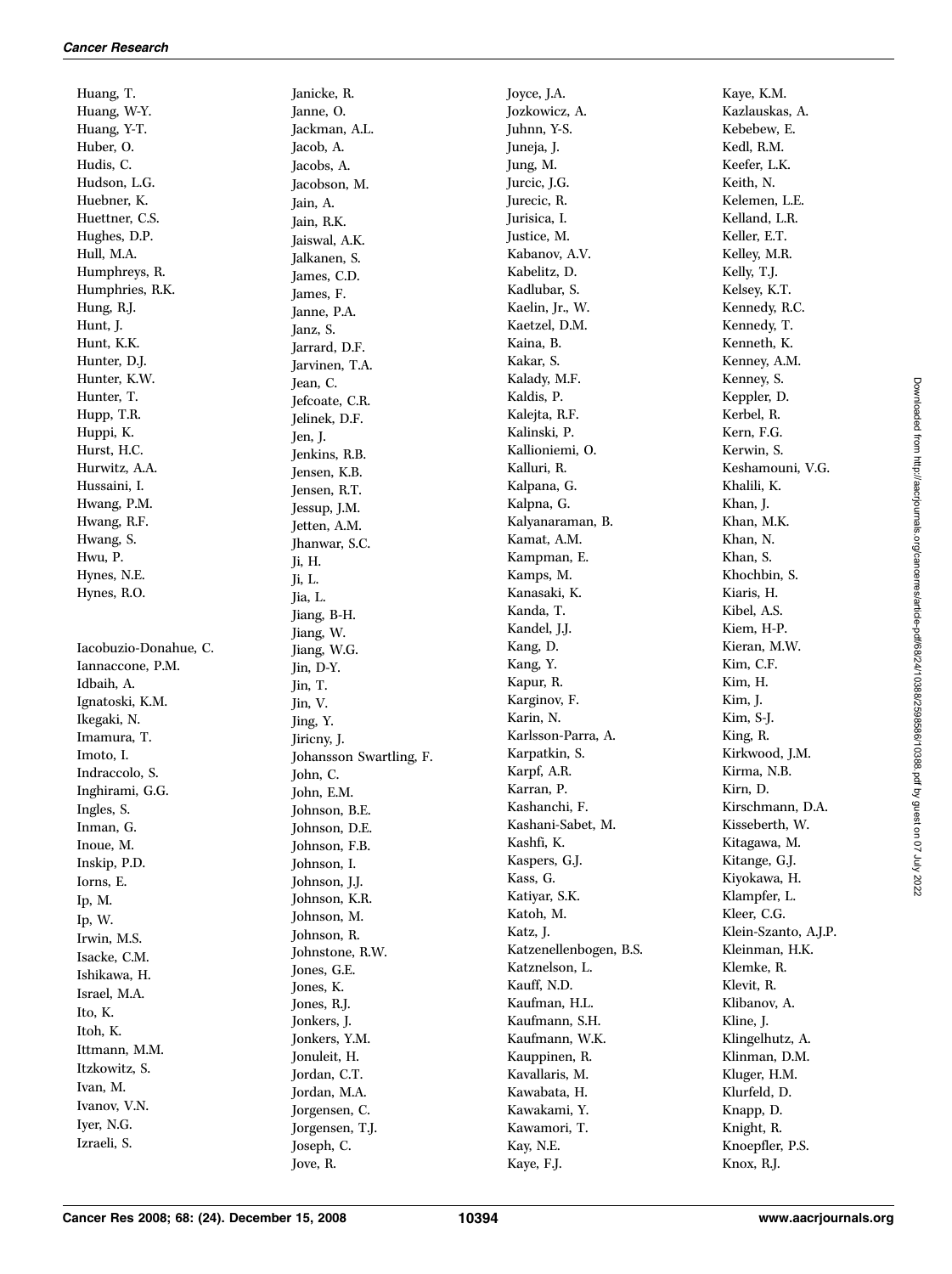Huang, T.
Huang, W-Y.
Huang, Y-T.
Huber, O.
Hudis, C.
Hudson, L.G.
Huebner, K.
Huettner, C.S.
Hughes, D.P.
Hull, M.A.
Humphreys, R.
Humphries, R.K.
Hung, R.J.
Hunt, J.
Hunt, K.K.
Hunter, D.J.
Hunter, K.W.
Hunter, T.
Hupp, T.R.
Huppi, K.
Hurst, H.C.
Hurwitz, A.A.
Hussaini, I.
Hwang, P.M.
Hwang, R.F.
Hwang, S.
Hwu, P.
Hynes, N.E.
Hynes, R.O.

Iacobuzio-Donahue, C.
Iannaccone, P.M.
Idbaih, A.
Ignatoski, K.M.
Ikegaki, N.
Imamura, T.
Imoto, I.
Indraccolo, S.
Inghirami, G.G.
Ingles, S.
Inman, G.
Inoue, M.
Inskip, P.D.
Iorns, E.
Ip, M.
Ip, W.
Irwin, M.S.
Isacke, C.M.
Ishikawa, H.
Israel, M.A.
Ito, K.
Itoh, K.
Ittmann, M.M.
Itzkowitz, S.
Ivan, M.
Ivanov, V.N.
Iyer, N.G.
Izraeli, S.

Janicke, R.
Janne, O.
Jackman, A.L.
Jacob, A.
Jacobs, A.
Jacobson, M.
Jain, A.
Jain, R.K.
Jaiswal, A.K.
Jalkanen, S.
James, C.D.
James, F.
Janne, P.A.
Janz, S.
Jarrard, D.F.
Jarvinen, T.A.
Jean, C.
Jefcoate, C.R.
Jelinek, D.F.
Jen, J.
Jenkins, R.B.
Jensen, K.B.
Jensen, R.T.
Jessup, J.M.
Jetten, A.M.
Jhanwar, S.C.
Ji, H.
Ji, L.
Jia, L.
Jiang, B-H.
Jiang, W.
Jiang, W.G.
Jin, D-Y.
Jin, T.
Jin, V.
Jing, Y.
Jiricny, J.
Johansson Swartling, F.
John, C.
John, E.M.
Johnson, B.E.
Johnson, D.E.
Johnson, F.B.
Johnson, I.
Johnson, J.J.
Johnson, K.R.
Johnson, M.
Johnson, R.
Johnstone, R.W.
Jones, G.E.
Jones, K.
Jones, R.J.
Jonkers, J.
Jonkers, Y.M.
Jonuleit, H.
Jordan, C.T.
Jordan, M.A.
Jorgensen, C.
Jorgensen, T.J.
Joseph, C.
Jove, R.

Joyce, J.A.
Jozkowicz, A.
Juhnn, Y-S.
Juneja, J.
Jung, M.
Jurcic, J.G.
Jurecic, R.
Jurisica, I.
Justice, M.
Kabanov, A.V.
Kabelitz, D.
Kadlubar, S.
Kaelin, Jr., W.
Kaetzel, D.M.
Kaina, B.
Kakar, S.
Kalady, M.F.
Kaldis, P.
Kalejta, R.F.
Kalinski, P.
Kallioniemi, O.
Kalluri, R.
Kalpana, G.
Kalpna, G.
Kalyanaraman, B.
Kamat, A.M.
Kampman, E.
Kamps, M.
Kanasaki, K.
Kanda, T.
Kandel, J.J.
Kang, D.
Kang, Y.
Kapur, R.
Karginov, F.
Karin, N.
Karlsson-Parra, A.
Karpatkin, S.
Karpf, A.R.
Karran, P.
Kashanchi, F.
Kashani-Sabet, M.
Kashfi, K.
Kaspers, G.J.
Kass, G.
Katiyar, S.K.
Katoh, M.
Katz, J.
Katzenellenbogen, B.S.
Katznelson, L.
Kauff, N.D.
Kaufman, H.L.
Kaufmann, S.H.
Kaufmann, W.K.
Kauppinen, R.
Kavallaris, M.
Kawabata, H.
Kawakami, Y.
Kawamori, T.
Kay, N.E.
Kaye, F.J.

Kaye, K.M.
Kazlauskas, A.
Kebebew, E.
Kedl, R.M.
Keefer, L.K.
Keith, N.
Kelemen, L.E.
Kelland, L.R.
Keller, E.T.
Kelley, M.R.
Kelly, T.J.
Kelsey, K.T.
Kennedy, R.C.
Kennedy, T.
Kenneth, K.
Kenney, A.M.
Kenney, S.
Keppler, D.
Kerbel, R.
Kern, F.G.
Kerwin, S.
Keshamouni, V.G.
Khalili, K.
Khan, J.
Khan, M.K.
Khan, N.
Khan, S.
Khochbin, S.
Kiaris, H.
Kibel, A.S.
Kiem, H-P.
Kieran, M.W.
Kim, C.F.
Kim, H.
Kim, J.
Kim, S-J.
King, R.
Kirkwood, J.M.
Kirma, N.B.
Kirn, D.
Kirschmann, D.A.
Kisseberth, W.
Kitagawa, M.
Kitange, G.J.
Kiyokawa, H.
Klampfer, L.
Kleer, C.G.
Klein-Szanto, A.J.P.
Kleinman, H.K.
Klemke, R.
Klevit, R.
Klibanov, A.
Kline, J.
Klingelhutz, A.
Klinman, D.M.
Kluger, H.M.
Klurfeld, D.
Knapp, D.
Knight, R.
Knoepfler, P.S.
Knox, R.J.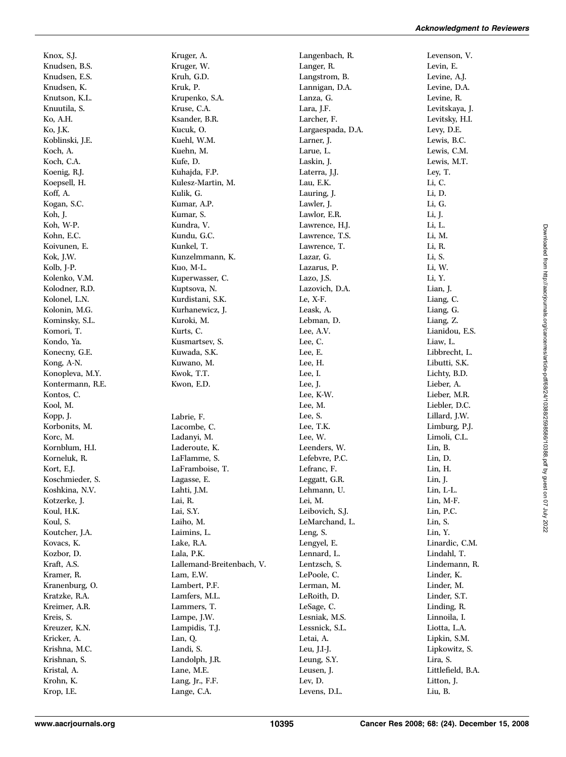Knox, S.J.
Knudsen, B.S.
Knudsen, E.S.
Knudsen, K.
Knutson, K.L.
Knuutila, S.
Ko, A.H.
Ko, J.K.
Koblinski, J.E.
Koch, A.
Koch, C.A.
Koenig, R.J.
Koepsell, H.
Koff, A.
Kogan, S.C.
Koh, J.
Koh, W-P.
Kohn, E.C.
Koivunen, E.
Kok, J.W.
Kolb, J-P.
Kolenko, V.M.
Kolodner, R.D.
Kolonel, L.N.
Kolonin, M.G.
Kominsky, S.L.
Komori, T.
Kondo, Ya.
Konecny, G.E.
Kong, A-N.
Konopleva, M.Y.
Kontermann, R.E.
Kontos, C.
Kool, M.
Kopp, J.
Korbonits, M.
Korc, M.
Kornblum, H.I.
Korneluk, R.
Kort, E.J.
Koschmieder, S.
Koshkina, N.V.
Kotzerke, J.
Koul, H.K.
Koul, S.
Koutcher, J.A.
Kovacs, K.
Kozbor, D.
Kraft, A.S.
Kramer, R.
Kranenburg, O.
Kratzke, R.A.
Kreimer, A.R.
Kreis, S.
Kreuzer, K.N.
Kricker, A.
Krishna, M.C.
Krishnan, S.
Kristal, A.
Krohn, K.
Krop, I.E.
Kruger, A.
Kruger, W.
Kruh, G.D.
Kruk, P.
Krupenko, S.A.
Kruse, C.A.
Ksander, B.R.
Kucuk, O.
Kuehl, W.M.
Kuehn, M.
Kufe, D.
Kuhajda, F.P.
Kulesz-Martin, M.
Kulik, G.
Kumar, A.P.
Kumar, S.
Kundra, V.
Kundu, G.C.
Kunkel, T.
Kunzelmmann, K.
Kuo, M-L.
Kuperwasser, C.
Kuptsova, N.
Kurdistani, S.K.
Kurhanewicz, J.
Kuroki, M.
Kurts, C.
Kusmartsev, S.
Kuwada, S.K.
Kuwano, M.
Kwok, T.T.
Kwon, E.D.

Labrie, F.
Lacombe, C.
Ladanyi, M.
Laderoute, K.
LaFlamme, S.
LaFramboise, T.
Lagasse, E.
Lahti, J.M.
Lai, R.
Lai, S.Y.
Laiho, M.
Laimins, L.
Lake, R.A.
Lala, P.K.
Lallemand-Breitenbach, V.
Lam, E.W.
Lambert, P.F.
Lamfers, M.L.
Lammers, T.
Lampe, J.W.
Lampidis, T.J.
Lan, Q.
Landi, S.
Landolph, J.R.
Lane, M.E.
Lang, Jr., F.F.
Lange, C.A.
Langenbach, R.
Langer, R.
Langstrom, B.
Lannigan, D.A.
Lanza, G.
Lara, J.F.
Larcher, F.
Largaespada, D.A.
Larner, J.
Larue, L.
Laskin, J.
Laterra, J.J.
Lau, E.K.
Lauring, J.
Lawler, J.
Lawlor, E.R.
Lawrence, H.J.
Lawrence, T.S.
Lawrence, T.
Lazar, G.
Lazarus, P.
Lazo, J.S.
Lazovich, D.A.
Le, X-F.
Leask, A.
Lebman, D.
Lee, A.V.
Lee, C.
Lee, E.
Lee, H.
Lee, I.
Lee, J.
Lee, K-W.
Lee, M.
Lee, S.
Lee, T.K.
Lee, W.
Leenders, W.
Lefebvre, P.C.
Lefranc, F.
Leggatt, G.R.
Lehmann, U.
Lei, M.
Leibovich, S.J.
LeMarchand, L.
Leng, S.
Lengyel, E.
Lennard, L.
Lentzsch, S.
LePoole, C.
Lerman, M.
LeRoith, D.
LeSage, C.
Lesniak, M.S.
Lessnick, S.L.
Letai, A.
Leu, J.I-J.
Leung, S.Y.
Leusen, J.
Lev, D.
Levens, D.L.
Levenson, V.
Levin, E.
Levine, A.J.
Levine, D.A.
Levine, R.
Levitskaya, J.
Levitsky, H.I.
Levy, D.E.
Lewis, B.C.
Lewis, C.M.
Lewis, M.T.
Ley, T.
Li, C.
Li, D.
Li, G.
Li, J.
Li, L.
Li, M.
Li, R.
Li, S.
Li, W.
Li, Y.
Lian, J.
Liang, C.
Liang, G.
Liang, Z.
Lianidou, E.S.
Liaw, L.
Libbrecht, L.
Libutti, S.K.
Lichty, B.D.
Lieber, A.
Lieber, M.R.
Liebler, D.C.
Lillard, J.W.
Limburg, P.J.
Limoli, C.L.
Lin, B.
Lin, D.
Lin, H.
Lin, J.
Lin, L-L.
Lin, M-F.
Lin, P.C.
Lin, S.
Lin, Y.
Linardic, C.M.
Lindahl, T.
Lindemann, R.
Linder, K.
Linder, M.
Linder, S.T.
Linding, R.
Linnoila, I.
Liotta, L.A.
Lipkin, S.M.
Lipkowitz, S.
Lira, S.
Littlefield, B.A.
Litton, J.
Liu, B.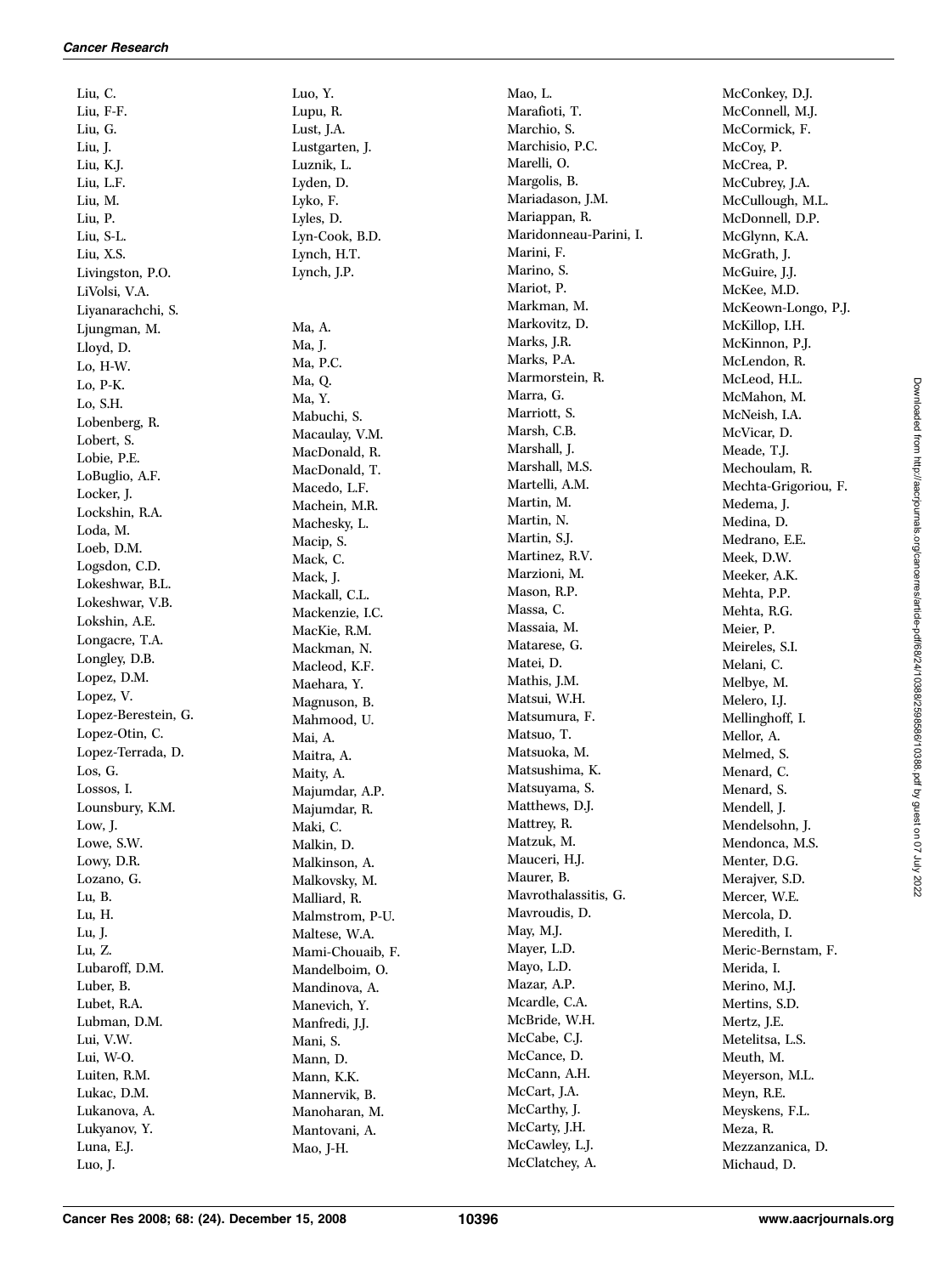Liu, C.
Liu, F-F.
Liu, G.
Liu, J.
Liu, K.J.
Liu, L.F.
Liu, M.
Liu, P.
Liu, S-L.
Liu, X.S.
Livingston, P.O.
LiVolsi, V.A.
Liyanarachchi, S.
Ljungman, M.
Lloyd, D.
Lo, H-W.
Lo, P-K.
Lo, S.H.
Lobenberg, R.
Lobert, S.
Lobie, P.E.
LoBuglio, A.F.
Locker, J.
Lockshin, R.A.
Loda, M.
Loeb, D.M.
Logsdon, C.D.
Lokeshwar, B.L.
Lokeshwar, V.B.
Lokshin, A.E.
Longacre, T.A.
Longley, D.B.
Lopez, D.M.
Lopez, V.
Lopez-Berestein, G.
Lopez-Otin, C.
Lopez-Terrada, D.
Los, G.
Lossos, I.
Lounsbury, K.M.
Low, J.
Lowe, S.W.
Lowy, D.R.
Lozano, G.
Lu, B.
Lu, H.
Lu, J.
Lu, Z.
Lubaroff, D.M.
Luber, B.
Lubet, R.A.
Lubman, D.M.
Lui, V.W.
Lui, W-O.
Luiten, R.M.
Lukac, D.M.
Lukanova, A.
Lukyanov, Y.
Luna, E.J.
Luo, J.
Luo, Y.
Lupu, R.
Lust, J.A.
Lustgarten, J.
Luznik, L.
Lyden, D.
Lyko, F.
Lyles, D.
Lyn-Cook, B.D.
Lynch, H.T.
Lynch, J.P.

Ma, A.
Ma, J.
Ma, P.C.
Ma, Q.
Ma, Y.
Mabuchi, S.
Macaulay, V.M.
MacDonald, R.
MacDonald, T.
Macedo, L.F.
Machein, M.R.
Machesky, L.
Macip, S.
Mack, C.
Mack, J.
Mackall, C.L.
Mackenzie, I.C.
MacKie, R.M.
Mackman, N.
Macleod, K.F.
Maehara, Y.
Magnuson, B.
Mahmood, U.
Mai, A.
Maitra, A.
Maity, A.
Majumdar, A.P.
Majumdar, R.
Maki, C.
Malkin, D.
Malkinson, A.
Malkovsky, M.
Malliard, R.
Malmstrom, P-U.
Maltese, W.A.
Mami-Chouaib, F.
Mandelboim, O.
Mandinova, A.
Manevich, Y.
Manfredi, J.J.
Mani, S.
Mann, D.
Mann, K.K.
Mannervik, B.
Manoharan, M.
Mantovani, A.
Mao, J-H.
Mao, L.
Marafioti, T.
Marchio, S.
Marchisio, P.C.
Marelli, O.
Margolis, B.
Mariadason, J.M.
Mariappan, R.
Maridonneau-Parini, I.
Marini, F.
Marino, S.
Mariot, P.
Markman, M.
Markovitz, D.
Marks, J.R.
Marks, P.A.
Marmorstein, R.
Marra, G.
Marriott, S.
Marsh, C.B.
Marshall, J.
Marshall, M.S.
Martelli, A.M.
Martin, M.
Martin, N.
Martin, S.J.
Martinez, R.V.
Marzioni, M.
Mason, R.P.
Massa, C.
Massaia, M.
Matarese, G.
Matei, D.
Mathis, J.M.
Matsui, W.H.
Matsumura, F.
Matsuo, T.
Matsuoka, M.
Matsushima, K.
Matsuyama, S.
Matthews, D.J.
Mattrey, R.
Matzuk, M.
Mauceri, H.J.
Maurer, B.
Mavrothalassitis, G.
Mavroudis, D.
May, M.J.
Mayer, L.D.
Mayo, L.D.
Mazar, A.P.
Mcardle, C.A.
McBride, W.H.
McCabe, C.J.
McCance, D.
McCann, A.H.
McCart, J.A.
McCarthy, J.
McCarty, J.H.
McCawley, L.J.
McClatchey, A.
McConkey, D.J.
McConnell, M.J.
McCormick, F.
McCoy, P.
McCrea, P.
McCubrey, J.A.
McCullough, M.L.
McDonnell, D.P.
McGlynn, K.A.
McGrath, J.
McGuire, J.J.
McKee, M.D.
McKeown-Longo, P.J.
McKillop, I.H.
McKinnon, P.J.
McLendon, R.
McLeod, H.L.
McMahon, M.
McNeish, I.A.
McVicar, D.
Meade, T.J.
Mechoulam, R.
Mechta-Grigoriou, F.
Medema, J.
Medina, D.
Medrano, E.E.
Meek, D.W.
Meeker, A.K.
Mehta, P.P.
Mehta, R.G.
Meier, P.
Meireles, S.I.
Melani, C.
Melbye, M.
Melero, I.J.
Mellinghoff, I.
Mellor, A.
Melmed, S.
Menard, C.
Menard, S.
Mendell, J.
Mendelsohn, J.
Mendonca, M.S.
Menter, D.G.
Merajver, S.D.
Mercer, W.E.
Mercola, D.
Meredith, I.
Meric-Bernstam, F.
Merida, I.
Merino, M.J.
Mertins, S.D.
Mertz, J.E.
Metelitsa, L.S.
Meuth, M.
Meyerson, M.L.
Meyn, R.E.
Meyskens, F.L.
Meza, R.
Mezzanzanica, D.
Michaud, D.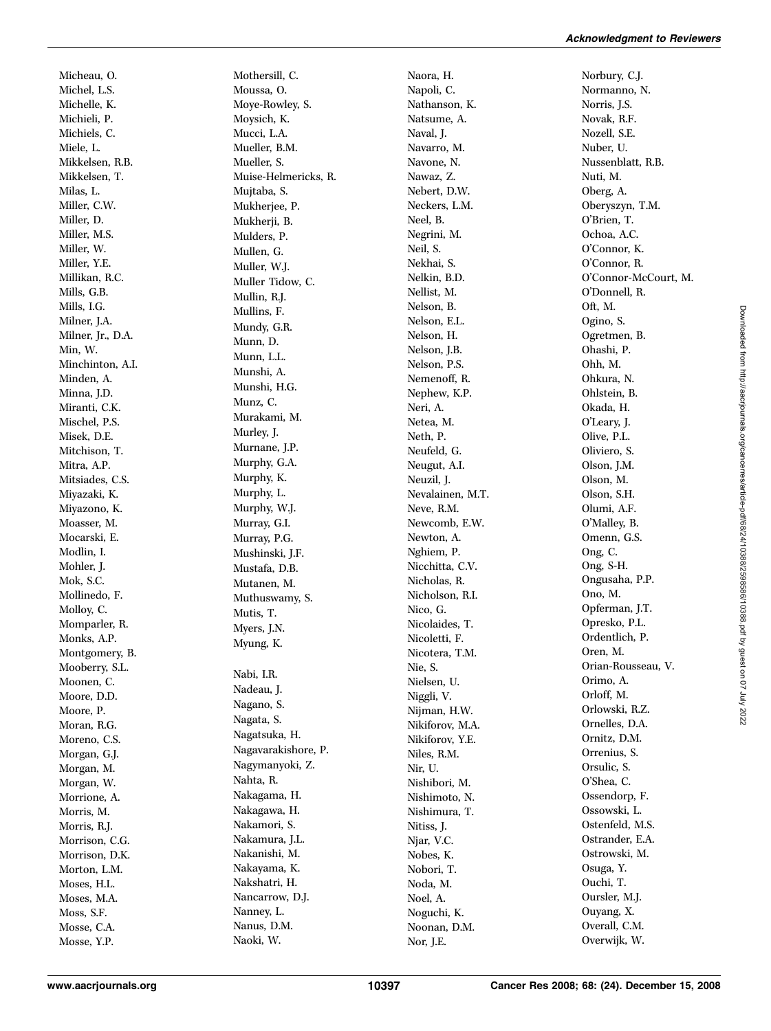Micheau, O.
Michel, L.S.
Michelle, K.
Michieli, P.
Michiels, C.
Miele, L.
Mikkelsen, R.B.
Mikkelsen, T.
Milas, L.
Miller, C.W.
Miller, D.
Miller, M.S.
Miller, W.
Miller, Y.E.
Millikan, R.C.
Mills, G.B.
Mills, I.G.
Milner, J.A.
Milner, Jr., D.A.
Min, W.
Minchinton, A.I.
Minden, A.
Minna, J.D.
Miranti, C.K.
Mischel, P.S.
Misek, D.E.
Mitchison, T.
Mitra, A.P.
Mitsiades, C.S.
Miyazaki, K.
Miyazono, K.
Moasser, M.
Mocarski, E.
Modlin, I.
Mohler, J.
Mok, S.C.
Mollinedo, F.
Molloy, C.
Momparler, R.
Monks, A.P.
Montgomery, B.
Mooberry, S.L.
Moonen, C.
Moore, D.D.
Moore, P.
Moran, R.G.
Moreno, C.S.
Morgan, G.J.
Morgan, M.
Morgan, W.
Morrione, A.
Morris, M.
Morris, R.J.
Morrison, C.G.
Morrison, D.K.
Morton, L.M.
Moses, H.L.
Moses, M.A.
Moss, S.F.
Mosse, C.A.
Mosse, Y.P.
Mothersill, C.
Moussa, O.
Moye-Rowley, S.
Moysich, K.
Mucci, L.A.
Mueller, B.M.
Mueller, S.
Muise-Helmericks, R.
Mujtaba, S.
Mukherjee, P.
Mukherji, B.
Mulders, P.
Mullen, G.
Muller, W.J.
Muller Tidow, C.
Mullin, R.J.
Mullins, F.
Mundy, G.R.
Munn, D.
Munn, L.L.
Munshi, A.
Munshi, H.G.
Munz, C.
Murakami, M.
Murley, J.
Murnane, J.P.
Murphy, G.A.
Murphy, K.
Murphy, L.
Murphy, W.J.
Murray, G.I.
Murray, P.G.
Mushinski, J.F.
Mustafa, D.B.
Mutanen, M.
Muthuswamy, S.
Mutis, T.
Myers, J.N.
Myung, K.

Nabi, I.R.
Nadeau, J.
Nagano, S.
Nagata, S.
Nagatsuka, H.
Nagavarakishore, P.
Nagymanyoki, Z.
Nahta, R.
Nakagama, H.
Nakagawa, H.
Nakamori, S.
Nakamura, J.L.
Nakanishi, M.
Nakayama, K.
Nakshatri, H.
Nancarrow, D.J.
Nanney, L.
Nanus, D.M.
Naoki, W.
Naora, H.
Napoli, C.
Nathanson, K.
Natsume, A.
Naval, J.
Navarro, M.
Navone, N.
Nawaz, Z.
Nebert, D.W.
Neckers, L.M.
Neel, B.
Negrini, M.
Neil, S.
Nekhai, S.
Nelkin, B.D.
Nellist, M.
Nelson, B.
Nelson, E.L.
Nelson, H.
Nelson, J.B.
Nelson, P.S.
Nemenoff, R.
Nephew, K.P.
Neri, A.
Netea, M.
Neth, P.
Neufeld, G.
Neugut, A.I.
Neuzil, J.
Nevalainen, M.T.
Neve, R.M.
Newcomb, E.W.
Newton, A.
Nghiem, P.
Nicchitta, C.V.
Nicholas, R.
Nicholson, R.I.
Nico, G.
Nicolaides, T.
Nicoletti, F.
Nicotera, T.M.
Nie, S.
Nielsen, U.
Niggli, V.
Nijman, H.W.
Nikiforov, M.A.
Nikiforov, Y.E.
Niles, R.M.
Nir, U.
Nishibori, M.
Nishimoto, N.
Nishimura, T.
Nitiss, J.
Njar, V.C.
Nobes, K.
Nobori, T.
Noda, M.
Noel, A.
Noguchi, K.
Noonan, D.M.
Nor, J.E.
Norbury, C.J.
Normanno, N.
Norris, J.S.
Novak, R.F.
Nozell, S.E.
Nuber, U.
Nussenblatt, R.B.
Nuti, M.
Oberg, A.
Oberyszyn, T.M.
O'Brien, T.
Ochoa, A.C.
O'Connor, K.
O'Connor, R.
O'Connor-McCourt, M.
O'Donnell, R.
Oft, M.
Ogino, S.
Ogretmen, B.
Ohashi, P.
Ohh, M.
Ohkura, N.
Ohlstein, B.
Okada, H.
O'Leary, J.
Olive, P.L.
Oliviero, S.
Olson, J.M.
Olson, M.
Olson, S.H.
Olumi, A.F.
O'Malley, B.
Omenn, G.S.
Ong, C.
Ong, S-H.
Ongusaha, P.P.
Ono, M.
Opferman, J.T.
Opresko, P.L.
Ordentlich, P.
Oren, M.
Orian-Rousseau, V.
Orimo, A.
Orloff, M.
Orlowski, R.Z.
Ornelles, D.A.
Ornitz, D.M.
Orrenius, S.
Orsulic, S.
O'Shea, C.
Ossendorp, F.
Ossowski, L.
Ostenfeld, M.S.
Ostrander, E.A.
Ostrowski, M.
Osuga, Y.
Ouchi, T.
Oursler, M.J.
Ouyang, X.
Overall, C.M.
Overwijk, W.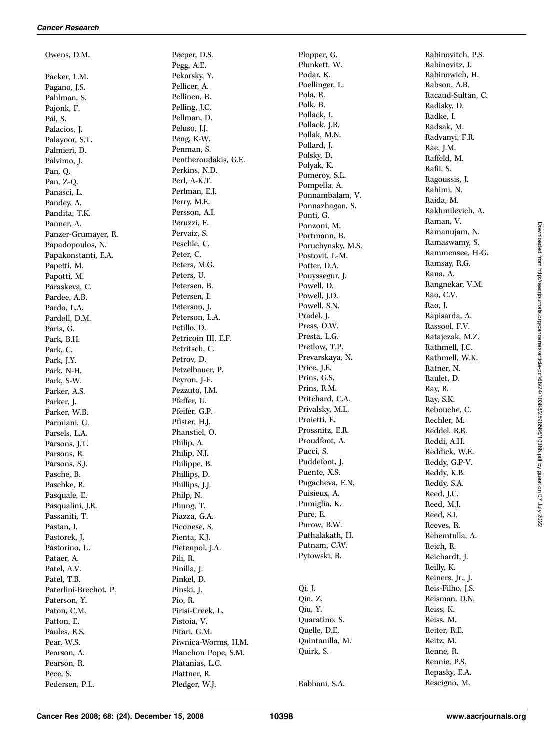Owens, D.M.

Packer, L.M.
Pagano, J.S.
Pahlman, S.
Pajonk, F.
Pal, S.
Palacios, J.
Palayoor, S.T.
Palmieri, D.
Palvimo, J.
Pan, Q.
Pan, Z-Q.
Panasci, L.
Pandey, A.
Pandita, T.K.
Panner, A.
Panzer-Grumayer, R.
Papadopoulos, N.
Papakonstanti, E.A.
Papetti, M.
Papotti, M.
Paraskeva, C.
Pardee, A.B.
Pardo, L.A.
Pardoll, D.M.
Paris, G.
Park, B.H.
Park, C.
Park, J.Y.
Park, N-H.
Park, S-W.
Parker, A.S.
Parker, J.
Parker, W.B.
Parmiani, G.
Parsels, L.A.
Parsons, J.T.
Parsons, R.
Parsons, S.J.
Pasche, B.
Paschke, R.
Pasquale, E.
Pasqualini, J.R.
Passaniti, T.
Pastan, I.
Pastorek, J.
Pastorino, U.
Pataer, A.
Patel, A.V.
Patel, T.B.
Paterlini-Brechot, P.
Paterson, Y.
Paton, C.M.
Patton, E.
Paules, R.S.
Pear, W.S.
Pearson, A.
Pearson, R.
Pece, S.
Pedersen, P.L.
Peeper, D.S.
Pegg, A.E.
Pekarsky, Y.
Pellicer, A.
Pellinen, R.
Pelling, J.C.
Pellman, D.
Peluso, J.J.
Peng, K-W.
Penman, S.
Pentheroudakis, G.E.
Perkins, N.D.
Perl, A-K.T.
Perlman, E.J.
Perry, M.E.
Persson, A.I.
Peruzzi, F.
Pervaiz, S.
Peschle, C.
Peter, C.
Peters, M.G.
Peters, U.
Petersen, B.
Petersen, I.
Peterson, J.
Peterson, L.A.
Petillo, D.
Petricoin III, E.F.
Petritsch, C.
Petrov, D.
Petzelbauer, P.
Peyron, J-F.
Pezzuto, J.M.
Pfeffer, U.
Pfeifer, G.P.
Pfister, H.J.
Phanstiel, O.
Philip, A.
Philip, N.J.
Philippe, B.
Phillips, D.
Phillips, J.J.
Philp, N.
Phung, T.
Piazza, G.A.
Piconese, S.
Pienta, K.J.
Pietenpol, J.A.
Pili, R.
Pinilla, J.
Pinkel, D.
Pinski, J.
Pio, R.
Pirisi-Creek, L.
Pistoia, V.
Pitari, G.M.
Piwnica-Worms, H.M.
Planchon Pope, S.M.
Platanias, L.C.
Plattner, R.
Pledger, W.J.
Plopper, G.
Plunkett, W.
Podar, K.
Poellinger, L.
Pola, R.
Polk, B.
Pollack, I.
Pollack, J.R.
Pollak, M.N.
Pollard, J.
Polsky, D.
Polyak, K.
Pomeroy, S.L.
Pompella, A.
Ponnambalam, V.
Ponnazhagan, S.
Ponti, G.
Ponzoni, M.
Portmann, B.
Poruchynsky, M.S.
Postovit, L-M.
Potter, D.A.
Pouyssegur, J.
Powell, D.
Powell, J.D.
Powell, S.N.
Pradel, J.
Press, O.W.
Presta, L.G.
Pretlow, T.P.
Prevarskaya, N.
Price, J.E.
Prins, G.S.
Prins, R.M.
Pritchard, C.A.
Privalsky, M.L.
Proietti, E.
Prossnitz, E.R.
Proudfoot, A.
Pucci, S.
Puddefoot, J.
Puente, X.S.
Pugacheva, E.N.
Puisieux, A.
Pumiglia, K.
Pure, E.
Purow, B.W.
Puthalakath, H.
Putnam, C.W.
Pytowski, B.

Qi, J.
Qin, Z.
Qiu, Y.
Quaratino, S.
Quelle, D.E.
Quintanilla, M.
Quirk, S.

Rabbani, S.A.
Rabinovitch, P.S.
Rabinovitz, I.
Rabinowich, H.
Rabson, A.B.
Racaud-Sultan, C.
Radisky, D.
Radke, I.
Radsak, M.
Radvanyi, F.R.
Rae, J.M.
Raffeld, M.
Rafii, S.
Ragoussis, J.
Rahimi, N.
Raida, M.
Rakhmilevich, A.
Raman, V.
Ramanujam, N.
Ramaswamy, S.
Rammensee, H-G.
Ramsay, R.G.
Rana, A.
Rangnekar, V.M.
Rao, C.V.
Rao, J.
Rapisarda, A.
Rassool, F.V.
Ratajczak, M.Z.
Rathmell, J.C.
Rathmell, W.K.
Ratner, N.
Raulet, D.
Ray, R.
Ray, S.K.
Rebouche, C.
Rechler, M.
Reddel, R.R.
Reddi, A.H.
Reddick, W.E.
Reddy, G.P-V.
Reddy, K.B.
Reddy, S.A.
Reed, J.C.
Reed, M.J.
Reed, S.I.
Reeves, R.
Rehemtulla, A.
Reich, R.
Reichardt, J.
Reilly, K.
Reiners, Jr., J.
Reis-Filho, J.S.
Reisman, D.N.
Reiss, K.
Reiss, M.
Reiter, R.E.
Reitz, M.
Renne, R.
Rennie, P.S.
Repasky, E.A.
Rescigno, M.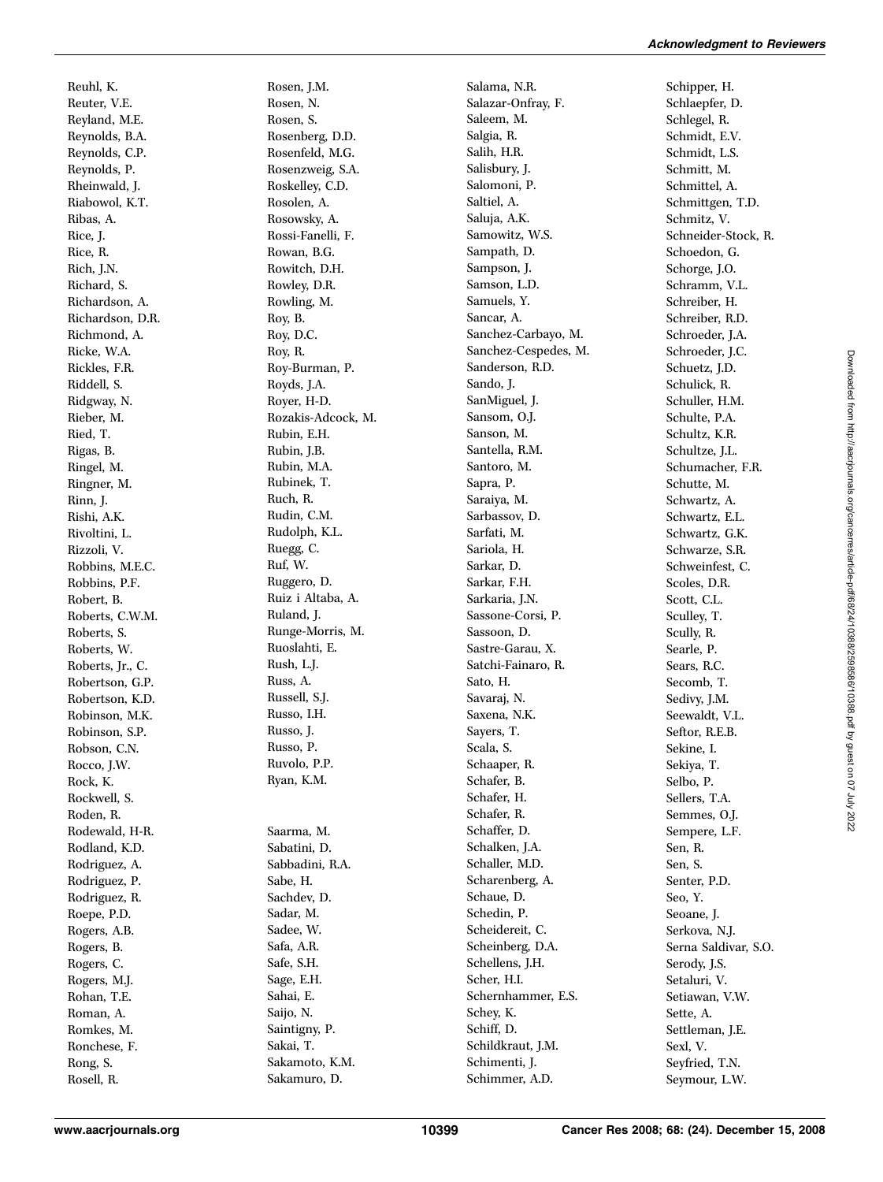Reuhl, K.
Reuter, V.E.
Reyland, M.E.
Reynolds, B.A.
Reynolds, C.P.
Reynolds, P.
Rheinwald, J.
Riabowol, K.T.
Ribas, A.
Rice, J.
Rice, R.
Rich, J.N.
Richard, S.
Richardson, A.
Richardson, D.R.
Richmond, A.
Ricke, W.A.
Rickles, F.R.
Riddell, S.
Ridgway, N.
Rieber, M.
Ried, T.
Rigas, B.
Ringel, M.
Ringner, M.
Rinn, J.
Rishi, A.K.
Rivoltini, L.
Rizzoli, V.
Robbins, M.E.C.
Robbins, P.F.
Robert, B.
Roberts, C.W.M.
Roberts, S.
Roberts, W.
Roberts, Jr., C.
Robertson, G.P.
Robertson, K.D.
Robinson, M.K.
Robinson, S.P.
Robson, C.N.
Rocco, J.W.
Rock, K.
Rockwell, S.
Roden, R.
Rodewald, H-R.
Rodland, K.D.
Rodriguez, A.
Rodriguez, P.
Rodriguez, R.
Roepe, P.D.
Rogers, A.B.
Rogers, B.
Rogers, C.
Rogers, M.J.
Rohan, T.E.
Roman, A.
Romkes, M.
Ronchese, F.
Rong, S.
Rosell, R.
Rosen, J.M.
Rosen, N.
Rosen, S.
Rosenberg, D.D.
Rosenfeld, M.G.
Rosenzweig, S.A.
Roskelley, C.D.
Rosolen, A.
Rosowsky, A.
Rossi-Fanelli, F.
Rowan, B.G.
Rowitch, D.H.
Rowley, D.R.
Rowling, M.
Roy, B.
Roy, D.C.
Roy, R.
Roy-Burman, P.
Royds, J.A.
Royer, H-D.
Rozakis-Adcock, M.
Rubin, E.H.
Rubin, J.B.
Rubin, M.A.
Rubinek, T.
Ruch, R.
Rudin, C.M.
Rudolph, K.L.
Ruegg, C.
Ruf, W.
Ruggero, D.
Ruiz i Altaba, A.
Ruland, J.
Runge-Morris, M.
Ruoslahti, E.
Rush, L.J.
Russ, A.
Russell, S.J.
Russo, I.H.
Russo, J.
Russo, P.
Ruvolo, P.P.
Ryan, K.M.

Saarma, M.
Sabatini, D.
Sabbadini, R.A.
Sabe, H.
Sachdev, D.
Sadar, M.
Sadee, W.
Safa, A.R.
Safe, S.H.
Sage, E.H.
Sahai, E.
Saijo, N.
Saintigny, P.
Sakai, T.
Sakamoto, K.M.
Sakamuro, D.
Salama, N.R.
Salazar-Onfray, F.
Saleem, M.
Salgia, R.
Salih, H.R.
Salisbury, J.
Salomoni, P.
Saltiel, A.
Saluja, A.K.
Samowitz, W.S.
Sampath, D.
Sampson, J.
Samson, L.D.
Samuels, Y.
Sancar, A.
Sanchez-Carbayo, M.
Sanchez-Cespedes, M.
Sanderson, R.D.
Sando, J.
SanMiguel, J.
Sansom, O.J.
Sanson, M.
Santella, R.M.
Santoro, M.
Sapra, P.
Saraiya, M.
Sarbassov, D.
Sarfati, M.
Sariola, H.
Sarkar, D.
Sarkar, F.H.
Sarkaria, J.N.
Sassone-Corsi, P.
Sassoon, D.
Sastre-Garau, X.
Satchi-Fainaro, R.
Sato, H.
Savaraj, N.
Saxena, N.K.
Sayers, T.
Scala, S.
Schaaper, R.
Schafer, B.
Schafer, H.
Schafer, R.
Schaffer, D.
Schalken, J.A.
Schaller, M.D.
Scharenberg, A.
Schaue, D.
Schedin, P.
Scheidereit, C.
Scheinberg, D.A.
Schellens, J.H.
Scher, H.I.
Schernhammer, E.S.
Schey, K.
Schiff, D.
Schildkraut, J.M.
Schimenti, J.
Schimmer, A.D.
Schipper, H.
Schlaepfer, D.
Schlegel, R.
Schmidt, E.V.
Schmidt, L.S.
Schmitt, M.
Schmittel, A.
Schmittgen, T.D.
Schmitz, V.
Schneider-Stock, R.
Schoedon, G.
Schorge, J.O.
Schramm, V.L.
Schreiber, H.
Schreiber, R.D.
Schroeder, J.A.
Schroeder, J.C.
Schuetz, J.D.
Schulick, R.
Schuller, H.M.
Schulte, P.A.
Schultz, K.R.
Schultze, J.L.
Schumacher, F.R.
Schutte, M.
Schwartz, A.
Schwartz, E.L.
Schwartz, G.K.
Schwarze, S.R.
Schweinfest, C.
Scoles, D.R.
Scott, C.L.
Sculley, T.
Scully, R.
Searle, P.
Sears, R.C.
Secomb, T.
Sedivy, J.M.
Seewaldt, V.L.
Seftor, R.E.B.
Sekine, I.
Sekiya, T.
Selbo, P.
Sellers, T.A.
Semmes, O.J.
Sempere, L.F.
Sen, R.
Sen, S.
Senter, P.D.
Seo, Y.
Seoane, J.
Serkova, N.J.
Serna Saldivar, S.O.
Serody, J.S.
Setaluri, V.
Setiawan, V.W.
Sette, A.
Settleman, J.E.
Sexl, V.
Seyfried, T.N.
Seymour, L.W.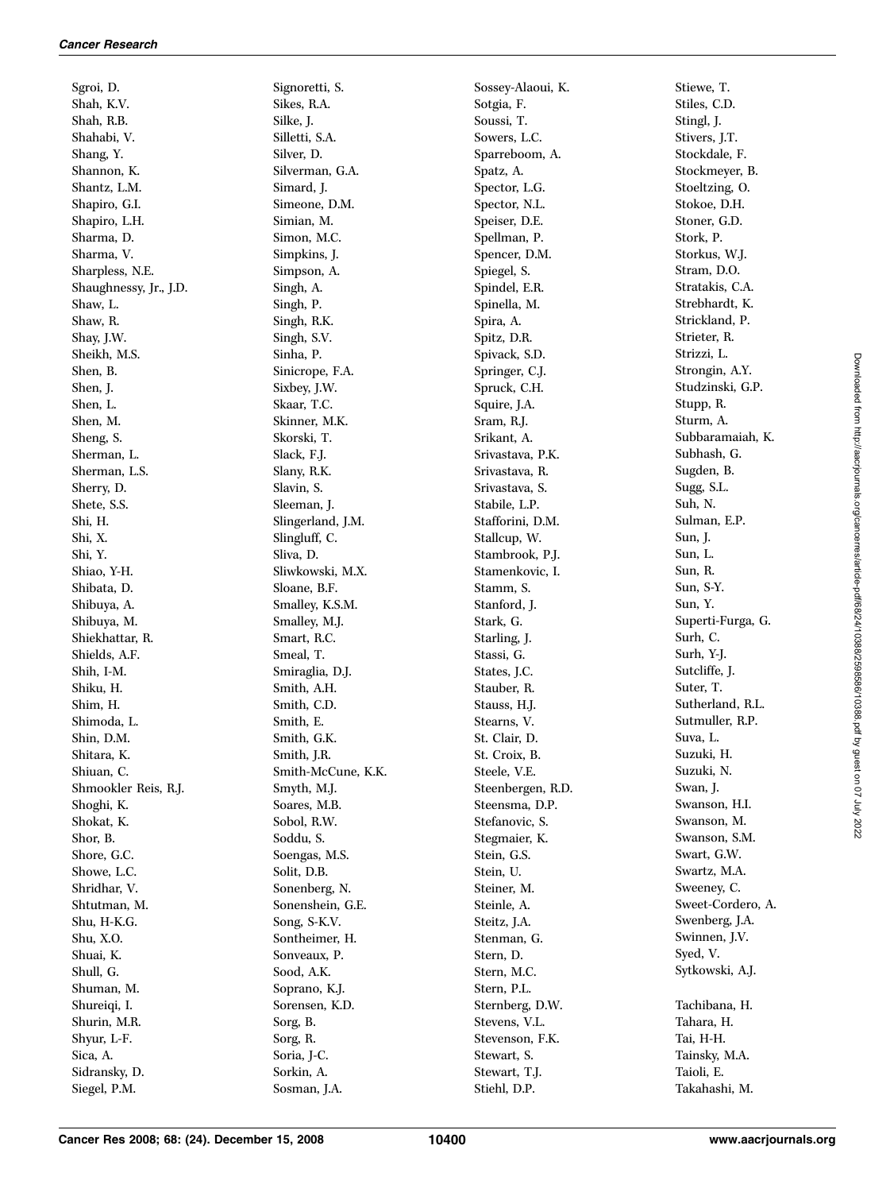Sgroi, D.
Shah, K.V.
Shah, R.B.
Shahabi, V.
Shang, Y.
Shannon, K.
Shantz, L.M.
Shapiro, G.I.
Shapiro, L.H.
Sharma, D.
Sharma, V.
Sharpless, N.E.
Shaughnessy, Jr., J.D.
Shaw, L.
Shaw, R.
Shay, J.W.
Sheikh, M.S.
Shen, B.
Shen, J.
Shen, L.
Shen, M.
Sheng, S.
Sherman, L.
Sherman, L.S.
Sherry, D.
Shete, S.S.
Shi, H.
Shi, X.
Shi, Y.
Shiao, Y-H.
Shibata, D.
Shibuya, A.
Shibuya, M.
Shiekhattar, R.
Shields, A.F.
Shih, I-M.
Shiku, H.
Shim, H.
Shimoda, L.
Shin, D.M.
Shitara, K.
Shiuan, C.
Shmookler Reis, R.J.
Shoghi, K.
Shokat, K.
Shor, B.
Shore, G.C.
Showe, L.C.
Shridhar, V.
Shtutman, M.
Shu, H-K.G.
Shu, X.O.
Shuai, K.
Shull, G.
Shuman, M.
Shureiqi, I.
Shurin, M.R.
Shyur, L-F.
Sica, A.
Sidransky, D.
Siegel, P.M.
Signoretti, S.
Sikes, R.A.
Silke, J.
Silletti, S.A.
Silver, D.
Silverman, G.A.
Simard, J.
Simeone, D.M.
Simian, M.
Simon, M.C.
Simpkins, J.
Simpson, A.
Singh, A.
Singh, P.
Singh, R.K.
Singh, S.V.
Sinha, P.
Sinicrope, F.A.
Sixbey, J.W.
Skaar, T.C.
Skinner, M.K.
Skorski, T.
Slack, F.J.
Slany, R.K.
Slavin, S.
Sleeman, J.
Slingerland, J.M.
Slingluff, C.
Sliva, D.
Sliwkowski, M.X.
Sloane, B.F.
Smalley, K.S.M.
Smalley, M.J.
Smart, R.C.
Smeal, T.
Smiraglia, D.J.
Smith, A.H.
Smith, C.D.
Smith, E.
Smith, G.K.
Smith, J.R.
Smith-McCune, K.K.
Smyth, M.J.
Soares, M.B.
Sobol, R.W.
Soddu, S.
Soengas, M.S.
Solit, D.B.
Sonenberg, N.
Sonenshein, G.E.
Song, S-K.V.
Sontheimer, H.
Sonveaux, P.
Sood, A.K.
Soprano, K.J.
Sorensen, K.D.
Sorg, B.
Sorg, R.
Soria, J-C.
Sorkin, A.
Sosman, J.A.
Sossey-Alaoui, K.
Sotgia, F.
Soussi, T.
Sowers, L.C.
Sparreboom, A.
Spatz, A.
Spector, L.G.
Spector, N.L.
Speiser, D.E.
Spellman, P.
Spencer, D.M.
Spiegel, S.
Spindel, E.R.
Spinella, M.
Spira, A.
Spitz, D.R.
Spivack, S.D.
Springer, C.J.
Spruck, C.H.
Squire, J.A.
Sram, R.J.
Srikant, A.
Srivastava, P.K.
Srivastava, R.
Srivastava, S.
Stabile, L.P.
Stafforini, D.M.
Stallcup, W.
Stambrook, P.J.
Stamenkovic, I.
Stamm, S.
Stanford, J.
Stark, G.
Starling, J.
Stassi, G.
States, J.C.
Stauber, R.
Stauss, H.J.
Stearns, V.
St. Clair, D.
St. Croix, B.
Steele, V.E.
Steenbergen, R.D.
Steensma, D.P.
Stefanovic, S.
Stegmaier, K.
Stein, G.S.
Stein, U.
Steiner, M.
Steinle, A.
Steitz, J.A.
Stenman, G.
Stern, D.
Stern, M.C.
Stern, P.L.
Sternberg, D.W.
Stevens, V.L.
Stevenson, F.K.
Stewart, S.
Stewart, T.J.
Stiehl, D.P.
Stiewe, T.
Stiles, C.D.
Stingl, J.
Stivers, J.T.
Stockdale, F.
Stockmeyer, B.
Stoeltzing, O.
Stokoe, D.H.
Stoner, G.D.
Stork, P.
Storkus, W.J.
Stram, D.O.
Stratakis, C.A.
Strebhardt, K.
Strickland, P.
Strieter, R.
Strizzi, L.
Strongin, A.Y.
Studzinski, G.P.
Stupp, R.
Sturm, A.
Subbaramaiah, K.
Subhash, G.
Sugden, B.
Sugg, S.L.
Suh, N.
Sulman, E.P.
Sun, J.
Sun, L.
Sun, R.
Sun, S-Y.
Sun, Y.
Superti-Furga, G.
Surh, C.
Surh, Y-J.
Sutcliffe, J.
Suter, T.
Sutherland, R.L.
Sutmuller, R.P.
Suva, L.
Suzuki, H.
Suzuki, N.
Swan, J.
Swanson, H.I.
Swanson, M.
Swanson, S.M.
Swart, G.W.
Swartz, M.A.
Sweeney, C.
Sweet-Cordero, A.
Swenberg, J.A.
Swinnen, J.V.
Syed, V.
Sytkowski, A.J.

Tachibana, H.
Tahara, H.
Tai, H-H.
Tainsky, M.A.
Taioli, E.
Takahashi, M.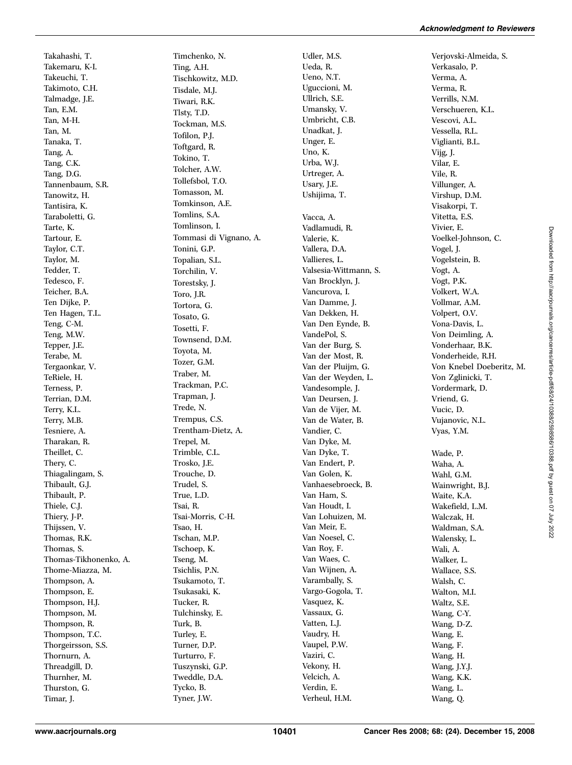Takahashi, T.
Takemaru, K-I.
Takeuchi, T.
Takimoto, C.H.
Talmadge, J.E.
Tan, E.M.
Tan, M-H.
Tan, M.
Tanaka, T.
Tang, A.
Tang, C.K.
Tang, D.G.
Tannenbaum, S.R.
Tanowitz, H.
Tantisira, K.
Taraboletti, G.
Tarte, K.
Tartour, E.
Taylor, C.T.
Taylor, M.
Tedder, T.
Tedesco, F.
Teicher, B.A.
Ten Dijke, P.
Ten Hagen, T.L.
Teng, C-M.
Teng, M.W.
Tepper, J.E.
Terabe, M.
Tergaonkar, V.
TeRiele, H.
Terness, P.
Terrian, D.M.
Terry, K.L.
Terry, M.B.
Tesniere, A.
Tharakan, R.
Theillet, C.
Thery, C.
Thiagalingam, S.
Thibault, G.J.
Thibault, P.
Thiele, C.J.
Thiery, J-P.
Thijssen, V.
Thomas, R.K.
Thomas, S.
Thomas-Tikhonenko, A.
Thome-Miazza, M.
Thompson, A.
Thompson, E.
Thompson, H.J.
Thompson, M.
Thompson, R.
Thompson, T.C.
Thorgeirsson, S.S.
Thornurn, A.
Threadgill, D.
Thurnher, M.
Thurston, G.
Timar, J.
Timchenko, N.
Ting, A.H.
Tischkowitz, M.D.
Tisdale, M.J.
Tiwari, R.K.
Tlsty, T.D.
Tockman, M.S.
Tofilon, P.J.
Toftgard, R.
Tokino, T.
Tolcher, A.W.
Tollefsbol, T.O.
Tomasson, M.
Tomkinson, A.E.
Tomlins, S.A.
Tomlinson, I.
Tommasi di Vignano, A.
Tonini, G.P.
Topalian, S.L.
Torchilin, V.
Torestsky, J.
Toro, J.R.
Tortora, G.
Tosato, G.
Tosetti, F.
Townsend, D.M.
Toyota, M.
Tozer, G.M.
Traber, M.
Trackman, P.C.
Trapman, J.
Trede, N.
Trempus, C.S.
Trentham-Dietz, A.
Trepel, M.
Trimble, C.L.
Trosko, J.E.
Trouche, D.
Trudel, S.
True, L.D.
Tsai, R.
Tsai-Morris, C-H.
Tsao, H.
Tschan, M.P.
Tschoep, K.
Tseng, M.
Tsichlis, P.N.
Tsukamoto, T.
Tsukasaki, K.
Tucker, R.
Tulchinsky, E.
Turk, B.
Turley, E.
Turner, D.P.
Turturro, F.
Tuszynski, G.P.
Tweddle, D.A.
Tycko, B.
Tyner, J.W.
Udler, M.S.
Ueda, R.
Ueno, N.T.
Uguccioni, M.
Ullrich, S.E.
Umansky, V.
Umbricht, C.B.
Unadkat, J.
Unger, E.
Uno, K.
Urba, W.J.
Urtreger, A.
Usary, J.E.
Ushijima, T.

Vacca, A.
Vadlamudi, R.
Valerie, K.
Vallera, D.A.
Vallieres, L.
Valsesia-Wittmann, S.
Van Brocklyn, J.
Vancurova, I.
Van Damme, J.
Van Dekken, H.
Van Den Eynde, B.
VandePol, S.
Van der Burg, S.
Van der Most, R.
Van der Pluijm, G.
Van der Weyden, L.
Vandesomple, J.
Van Deursen, J.
Van de Vijer, M.
Van de Water, B.
Vandier, C.
Van Dyke, M.
Van Dyke, T.
Van Endert, P.
Van Golen, K.
Vanhaesebroeck, B.
Van Ham, S.
Van Houdt, I.
Van Lohuizen, M.
Van Meir, E.
Van Noesel, C.
Van Roy, F.
Van Waes, C.
Van Wijnen, A.
Varambally, S.
Vargo-Gogola, T.
Vasquez, K.
Vassaux, G.
Vatten, L.J.
Vaudry, H.
Vaupel, P.W.
Vaziri, C.
Vekony, H.
Velcich, A.
Verdin, E.
Verheul, H.M.
Verjovski-Almeida, S.
Verkasalo, P.
Verma, A.
Verma, R.
Verrills, N.M.
Verschueren, K.L.
Vescovi, A.L.
Vessella, R.L.
Viglianti, B.L.
Vijg, J.
Vilar, E.
Vile, R.
Villunger, A.
Virshup, D.M.
Visakorpi, T.
Vitetta, E.S.
Vivier, E.
Voelkel-Johnson, C.
Vogel, J.
Vogelstein, B.
Vogt, A.
Vogt, P.K.
Volkert, W.A.
Vollmar, A.M.
Volpert, O.V.
Vona-Davis, L.
Von Deimling, A.
Vonderhaar, B.K.
Vonderheide, R.H.
Von Knebel Doeberitz, M.
Von Zglinicki, T.
Vordermark, D.
Vriend, G.
Vucic, D.
Vujanovic, N.L.
Vyas, Y.M.

Wade, P.
Waha, A.
Wahl, G.M.
Wainwright, B.J.
Waite, K.A.
Wakefield, L.M.
Walczak, H.
Waldman, S.A.
Walensky, L.
Wali, A.
Walker, L.
Wallace, S.S.
Walsh, C.
Walton, M.I.
Waltz, S.E.
Wang, C-Y.
Wang, D-Z.
Wang, E.
Wang, F.
Wang, H.
Wang, J.Y.J.
Wang, K.K.
Wang, L.
Wang, Q.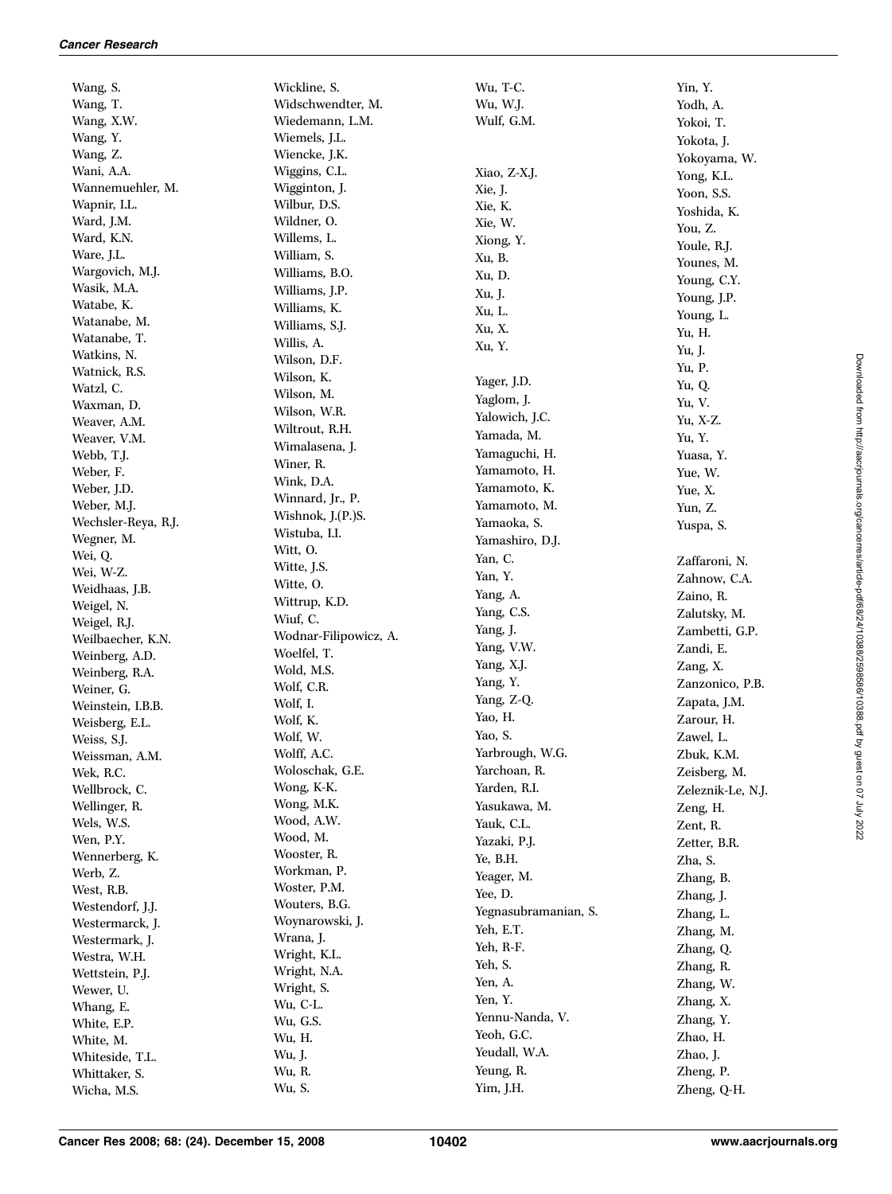Wang, S.
Wang, T.
Wang, X.W.
Wang, Y.
Wang, Z.
Wani, A.A.
Wannemuehler, M.
Wapnir, I.L.
Ward, J.M.
Ward, K.N.
Ware, J.L.
Wargovich, M.J.
Wasik, M.A.
Watabe, K.
Watanabe, M.
Watanabe, T.
Watkins, N.
Watnick, R.S.
Watzl, C.
Waxman, D.
Weaver, A.M.
Weaver, V.M.
Webb, T.J.
Weber, F.
Weber, J.D.
Weber, M.J.
Wechsler-Reya, R.J.
Wegner, M.
Wei, Q.
Wei, W-Z.
Weidhaas, J.B.
Weigel, N.
Weigel, R.J.
Weilbaecher, K.N.
Weinberg, A.D.
Weinberg, R.A.
Weiner, G.
Weinstein, I.B.B.
Weisberg, E.L.
Weiss, S.J.
Weissman, A.M.
Wek, R.C.
Wellbrock, C.
Wellinger, R.
Wels, W.S.
Wen, P.Y.
Wennerberg, K.
Werb, Z.
West, R.B.
Westendorf, J.J.
Westermarck, J.
Westermark, J.
Westra, W.H.
Wettstein, P.J.
Wewer, U.
Whang, E.
White, E.P.
White, M.
Whiteside, T.L.
Whittaker, S.
Wicha, M.S.
Wickline, S.
Widschwendter, M.
Wiedemann, L.M.
Wiemels, J.L.
Wiencke, J.K.
Wiggins, C.L.
Wigginton, J.
Wilbur, D.S.
Wildner, O.
Willems, L.
William, S.
Williams, B.O.
Williams, J.P.
Williams, K.
Williams, S.J.
Willis, A.
Wilson, D.F.
Wilson, K.
Wilson, M.
Wilson, W.R.
Wiltrout, R.H.
Wimalasena, J.
Winer, R.
Wink, D.A.
Winnard, Jr., P.
Wishnok, J.(P.)S.
Wistuba, I.I.
Witt, O.
Witte, J.S.
Witte, O.
Wittrup, K.D.
Wiuf, C.
Wodnar-Filipowicz, A.
Woelfel, T.
Wold, M.S.
Wolf, C.R.
Wolf, I.
Wolf, K.
Wolf, W.
Wolff, A.C.
Woloschak, G.E.
Wong, K-K.
Wong, M.K.
Wood, A.W.
Wood, M.
Wooster, R.
Workman, P.
Woster, P.M.
Wouters, B.G.
Woynarowski, J.
Wrana, J.
Wright, K.L.
Wright, N.A.
Wright, S.
Wu, C-L.
Wu, G.S.
Wu, H.
Wu, J.
Wu, R.
Wu, S.
Wu, T-C.
Wu, W.J.
Wulf, G.M.

Xiao, Z-X.J.
Xie, J.
Xie, K.
Xie, W.
Xiong, Y.
Xu, B.
Xu, D.
Xu, J.
Xu, L.
Xu, X.
Xu, Y.

Yager, J.D.
Yaglom, J.
Yalowich, J.C.
Yamada, M.
Yamaguchi, H.
Yamamoto, H.
Yamamoto, K.
Yamamoto, M.
Yamaoka, S.
Yamashiro, D.J.
Yan, C.
Yan, Y.
Yang, A.
Yang, C.S.
Yang, J.
Yang, V.W.
Yang, X.J.
Yang, Y.
Yang, Z-Q.
Yao, H.
Yao, S.
Yarbrough, W.G.
Yarchoan, R.
Yarden, R.I.
Yasukawa, M.
Yauk, C.L.
Yazaki, P.J.
Ye, B.H.
Yeager, M.
Yee, D.
Yegnasubramanian, S.
Yeh, E.T.
Yeh, R-F.
Yeh, S.
Yen, A.
Yen, Y.
Yennu-Nanda, V.
Yeoh, G.C.
Yeudall, W.A.
Yeung, R.
Yim, J.H.
Yin, Y.
Yodh, A.
Yokoi, T.
Yokota, J.
Yokoyama, W.
Yong, K.L.
Yoon, S.S.
Yoshida, K.
You, Z.
Youle, R.J.
Younes, M.
Young, C.Y.
Young, J.P.
Young, L.
Yu, H.
Yu, J.
Yu, P.
Yu, Q.
Yu, V.
Yu, X-Z.
Yu, Y.
Yuasa, Y.
Yue, W.
Yue, X.
Yun, Z.
Yuspa, S.

Zaffaroni, N.
Zahnow, C.A.
Zaino, R.
Zalutsky, M.
Zambetti, G.P.
Zandi, E.
Zang, X.
Zanzonico, P.B.
Zapata, J.M.
Zarour, H.
Zawel, L.
Zbuk, K.M.
Zeisberg, M.
Zeleznik-Le, N.J.
Zeng, H.
Zent, R.
Zetter, B.R.
Zha, S.
Zhang, B.
Zhang, J.
Zhang, L.
Zhang, M.
Zhang, Q.
Zhang, R.
Zhang, W.
Zhang, X.
Zhang, Y.
Zhao, H.
Zhao, J.
Zheng, P.
Zheng, Q-H.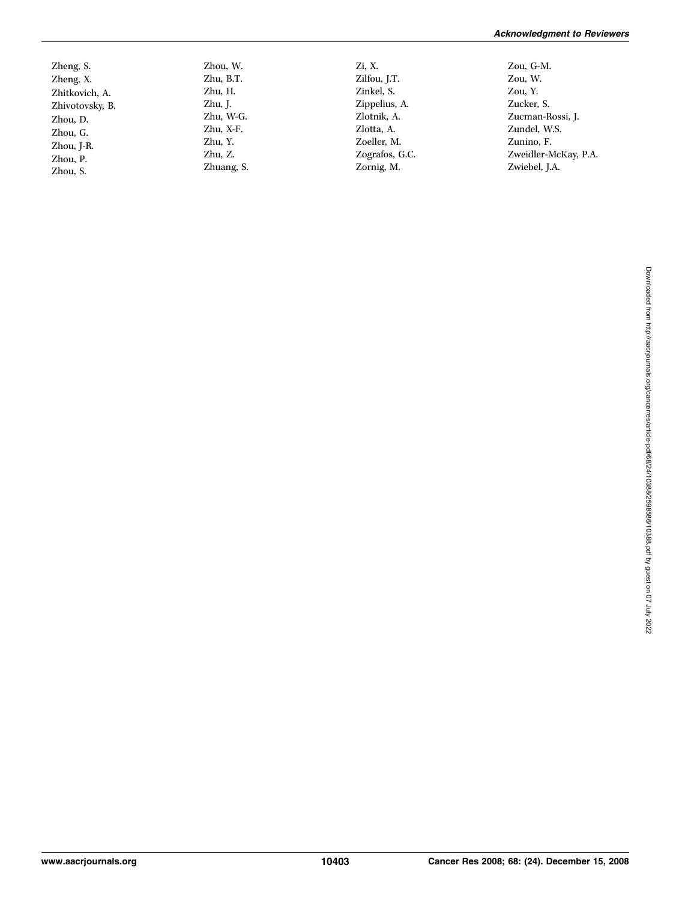Zheng, S.
Zheng, X.
Zhitkovich, A.
Zhivotovsky, B.
Zhou, D.
Zhou, G.
Zhou, J-R.
Zhou, P.
Zhou, S.
Zhou, W.
Zhu, B.T.
Zhu, H.
Zhu, J.
Zhu, W-G.
Zhu, X-F.
Zhu, Y.
Zhu, Z.
Zhuang, S.
Zi, X.
Zilfou, J.T.
Zinkel, S.
Zippelius, A.
Zlotnik, A.
Zlotta, A.
Zoeller, M.
Zografos, G.C.
Zornig, M.
Zou, G-M.
Zou, W.
Zou, Y.
Zucker, S.
Zucman-Rossi, J.
Zundel, W.S.
Zunino, F.
Zweidler-McKay, P.A.
Zwiebel, J.A.